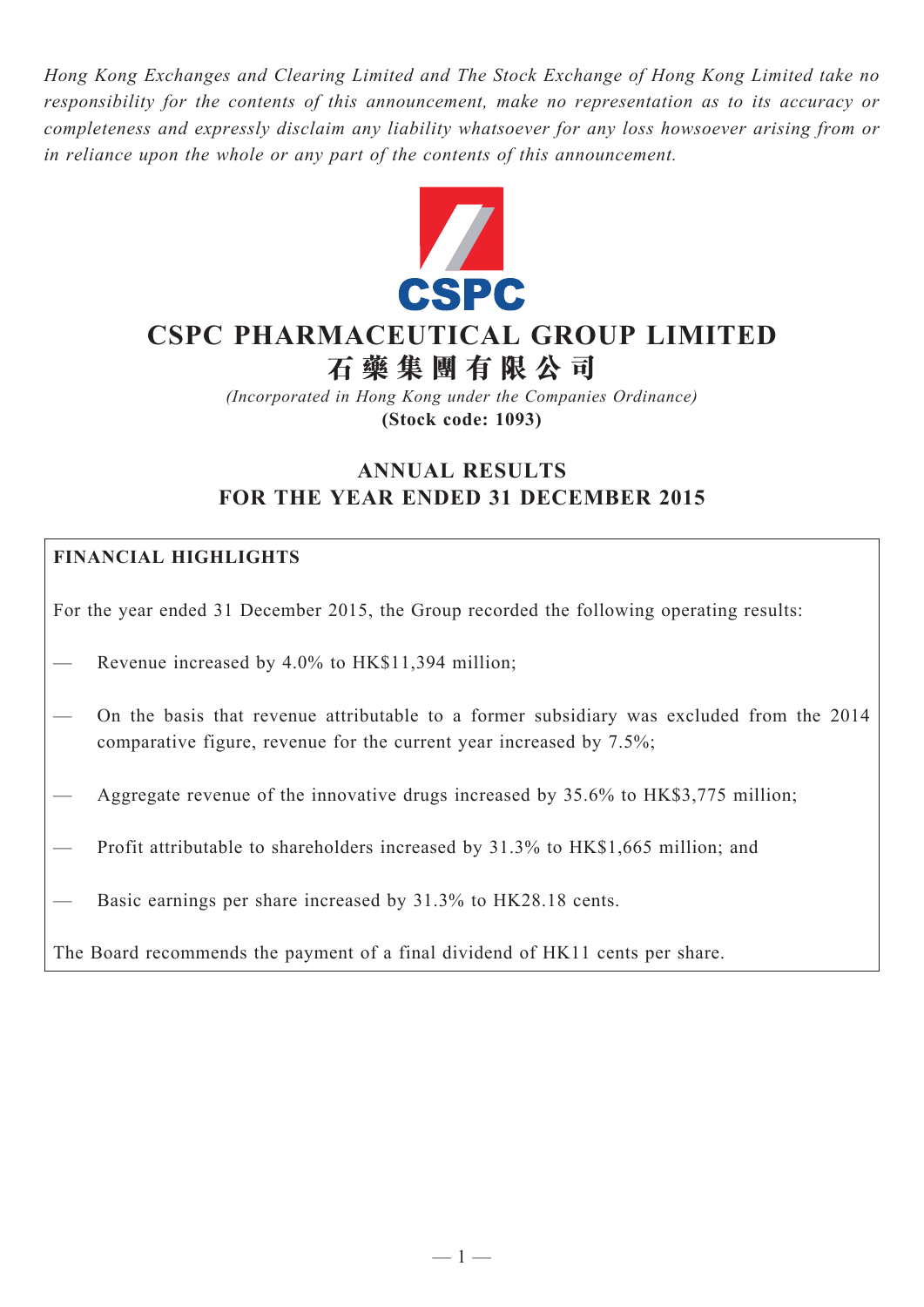*Hong Kong Exchanges and Clearing Limited and The Stock Exchange of Hong Kong Limited take no responsibility for the contents of this announcement, make no representation as to its accuracy or completeness and expressly disclaim any liability whatsoever for any loss howsoever arising from or in reliance upon the whole or any part of the contents of this announcement.*

CSPC

# CSPC PHARMACEUTICAL GROUP LIMITED
# 石藥集團有限公司

*(Incorporated in Hong Kong under the Companies Ordinance)*

**(Stock code: 1093)**

## ANNUAL RESULTS FOR THE YEAR ENDED 31 DECEMBER 2015

**FINANCIAL HIGHLIGHTS**

For the year ended 31 December 2015, the Group recorded the following operating results:

— Revenue increased by 4.0% to HK$11,394 million;

— On the basis that revenue attributable to a former subsidiary was excluded from the 2014 comparative figure, revenue for the current year increased by 7.5%;

— Aggregate revenue of the innovative drugs increased by 35.6% to HK$3,775 million;

— Profit attributable to shareholders increased by 31.3% to HK$1,665 million; and

— Basic earnings per share increased by 31.3% to HK28.18 cents.

The Board recommends the payment of a final dividend of HK11 cents per share.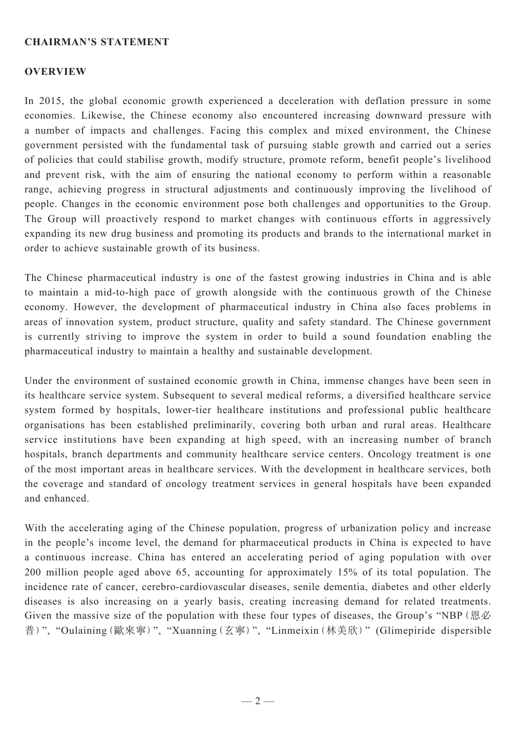## CHAIRMAN'S STATEMENT

### OVERVIEW

In 2015, the global economic growth experienced a deceleration with deflation pressure in some economies. Likewise, the Chinese economy also encountered increasing downward pressure with a number of impacts and challenges. Facing this complex and mixed environment, the Chinese government persisted with the fundamental task of pursuing stable growth and carried out a series of policies that could stabilise growth, modify structure, promote reform, benefit people's livelihood and prevent risk, with the aim of ensuring the national economy to perform within a reasonable range, achieving progress in structural adjustments and continuously improving the livelihood of people. Changes in the economic environment pose both challenges and opportunities to the Group. The Group will proactively respond to market changes with continuous efforts in aggressively expanding its new drug business and promoting its products and brands to the international market in order to achieve sustainable growth of its business.

The Chinese pharmaceutical industry is one of the fastest growing industries in China and is able to maintain a mid-to-high pace of growth alongside with the continuous growth of the Chinese economy. However, the development of pharmaceutical industry in China also faces problems in areas of innovation system, product structure, quality and safety standard. The Chinese government is currently striving to improve the system in order to build a sound foundation enabling the pharmaceutical industry to maintain a healthy and sustainable development.

Under the environment of sustained economic growth in China, immense changes have been seen in its healthcare service system. Subsequent to several medical reforms, a diversified healthcare service system formed by hospitals, lower-tier healthcare institutions and professional public healthcare organisations has been established preliminarily, covering both urban and rural areas. Healthcare service institutions have been expanding at high speed, with an increasing number of branch hospitals, branch departments and community healthcare service centers. Oncology treatment is one of the most important areas in healthcare services. With the development in healthcare services, both the coverage and standard of oncology treatment services in general hospitals have been expanded and enhanced.

With the accelerating aging of the Chinese population, progress of urbanization policy and increase in the people's income level, the demand for pharmaceutical products in China is expected to have a continuous increase. China has entered an accelerating period of aging population with over 200 million people aged above 65, accounting for approximately 15% of its total population. The incidence rate of cancer, cerebro-cardiovascular diseases, senile dementia, diabetes and other elderly diseases is also increasing on a yearly basis, creating increasing demand for related treatments. Given the massive size of the population with these four types of diseases, the Group's "NBP(恩必普)", "Oulaining(歐來寧)", "Xuanning(玄寧)", "Linmeixin(林美欣)" (Glimepiride dispersible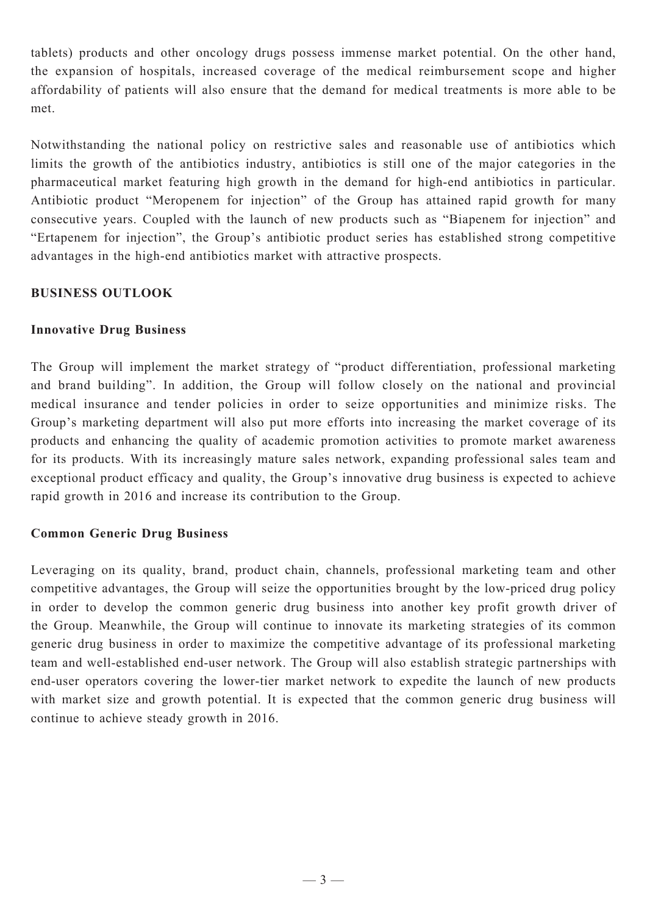tablets) products and other oncology drugs possess immense market potential. On the other hand, the expansion of hospitals, increased coverage of the medical reimbursement scope and higher affordability of patients will also ensure that the demand for medical treatments is more able to be met.

Notwithstanding the national policy on restrictive sales and reasonable use of antibiotics which limits the growth of the antibiotics industry, antibiotics is still one of the major categories in the pharmaceutical market featuring high growth in the demand for high-end antibiotics in particular. Antibiotic product "Meropenem for injection" of the Group has attained rapid growth for many consecutive years. Coupled with the launch of new products such as "Biapenem for injection" and "Ertapenem for injection", the Group's antibiotic product series has established strong competitive advantages in the high-end antibiotics market with attractive prospects.

## BUSINESS OUTLOOK

### Innovative Drug Business

The Group will implement the market strategy of "product differentiation, professional marketing and brand building". In addition, the Group will follow closely on the national and provincial medical insurance and tender policies in order to seize opportunities and minimize risks. The Group's marketing department will also put more efforts into increasing the market coverage of its products and enhancing the quality of academic promotion activities to promote market awareness for its products. With its increasingly mature sales network, expanding professional sales team and exceptional product efficacy and quality, the Group's innovative drug business is expected to achieve rapid growth in 2016 and increase its contribution to the Group.

### Common Generic Drug Business

Leveraging on its quality, brand, product chain, channels, professional marketing team and other competitive advantages, the Group will seize the opportunities brought by the low-priced drug policy in order to develop the common generic drug business into another key profit growth driver of the Group. Meanwhile, the Group will continue to innovate its marketing strategies of its common generic drug business in order to maximize the competitive advantage of its professional marketing team and well-established end-user network. The Group will also establish strategic partnerships with end-user operators covering the lower-tier market network to expedite the launch of new products with market size and growth potential. It is expected that the common generic drug business will continue to achieve steady growth in 2016.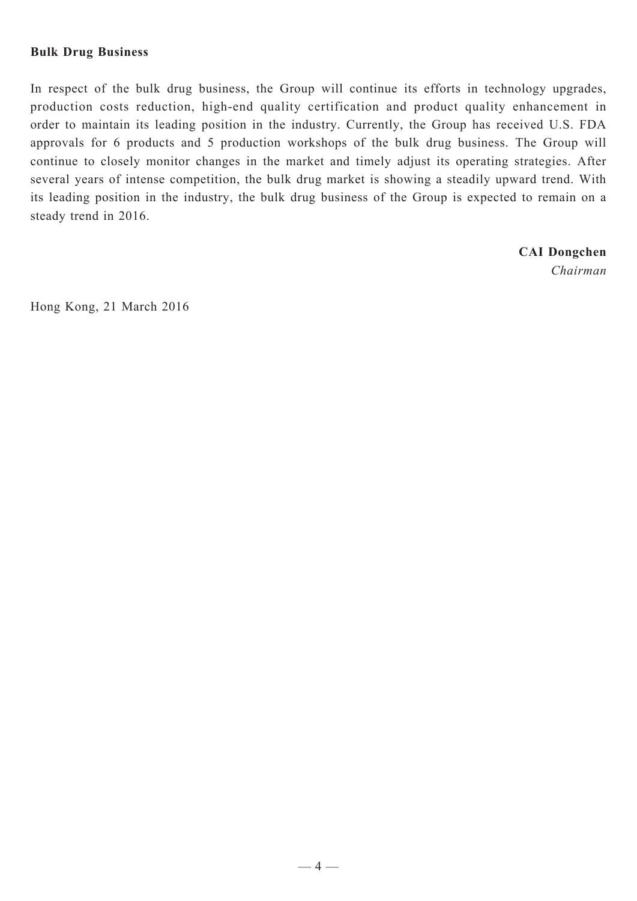**Bulk Drug Business**

In respect of the bulk drug business, the Group will continue its efforts in technology upgrades, production costs reduction, high-end quality certification and product quality enhancement in order to maintain its leading position in the industry. Currently, the Group has received U.S. FDA approvals for 6 products and 5 production workshops of the bulk drug business. The Group will continue to closely monitor changes in the market and timely adjust its operating strategies. After several years of intense competition, the bulk drug market is showing a steadily upward trend. With its leading position in the industry, the bulk drug business of the Group is expected to remain on a steady trend in 2016.

**CAI Dongchen**
*Chairman*

Hong Kong, 21 March 2016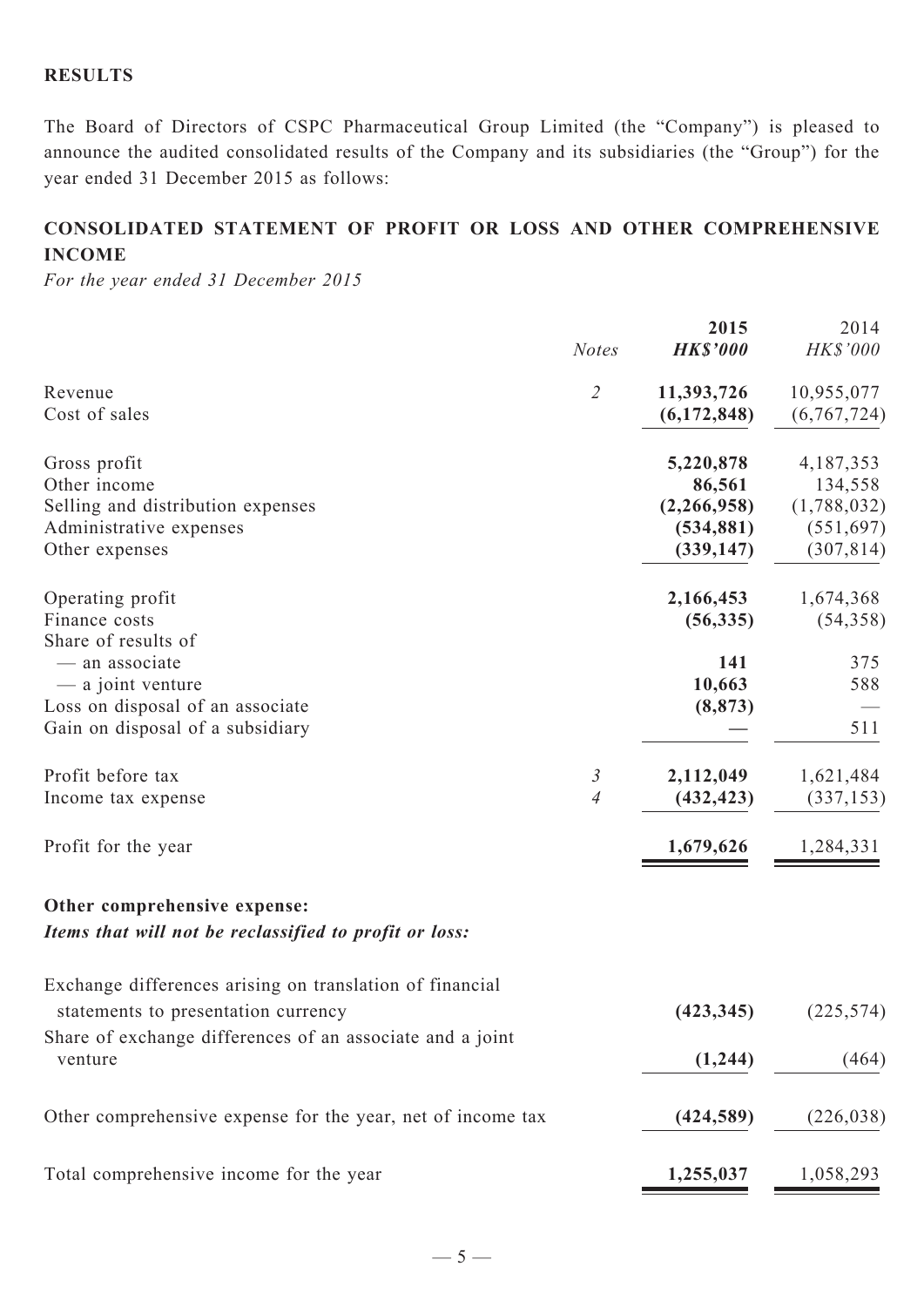**RESULTS**

The Board of Directors of CSPC Pharmaceutical Group Limited (the "Company") is pleased to announce the audited consolidated results of the Company and its subsidiaries (the "Group") for the year ended 31 December 2015 as follows:

## CONSOLIDATED STATEMENT OF PROFIT OR LOSS AND OTHER COMPREHENSIVE INCOME

*For the year ended 31 December 2015*

| | *Notes* | **2015** | 2014 |
|---|---|---|---|
| | | ***HK$'000*** | *HK$'000* |
| Revenue | *2* | **11,393,726** | 10,955,077 |
| Cost of sales | | **(6,172,848)** | (6,767,724) |
| Gross profit | | **5,220,878** | 4,187,353 |
| Other income | | **86,561** | 134,558 |
| Selling and distribution expenses | | **(2,266,958)** | (1,788,032) |
| Administrative expenses | | **(534,881)** | (551,697) |
| Other expenses | | **(339,147)** | (307,814) |
| Operating profit | | **2,166,453** | 1,674,368 |
| Finance costs | | **(56,335)** | (54,358) |
| Share of results of | | | |
| — an associate | | **141** | 375 |
| — a joint venture | | **10,663** | 588 |
| Loss on disposal of an associate | | **(8,873)** | — |
| Gain on disposal of a subsidiary | | **—** | 511 |
| Profit before tax | *3* | **2,112,049** | 1,621,484 |
| Income tax expense | *4* | **(432,423)** | (337,153) |
| Profit for the year | | **1,679,626** | 1,284,331 |
| **Other comprehensive expense:** | | | |
| ***Items that will not be reclassified to profit or loss:*** | | | |
| Exchange differences arising on translation of financial statements to presentation currency | | **(423,345)** | (225,574) |
| Share of exchange differences of an associate and a joint venture | | **(1,244)** | (464) |
| Other comprehensive expense for the year, net of income tax | | **(424,589)** | (226,038) |
| Total comprehensive income for the year | | **1,255,037** | 1,058,293 |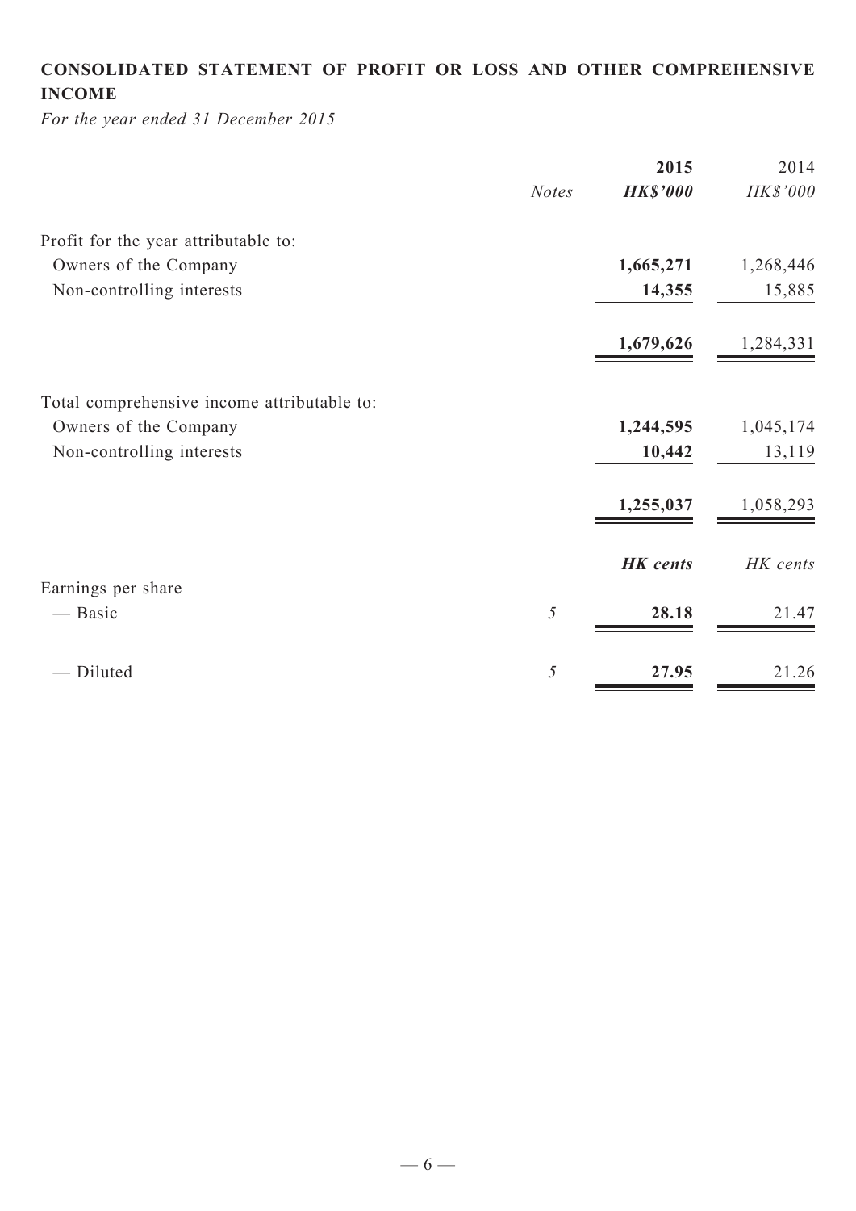## CONSOLIDATED STATEMENT OF PROFIT OR LOSS AND OTHER COMPREHENSIVE INCOME

*For the year ended 31 December 2015*

| | *Notes* | **2015** | 2014 |
|---|---|---|---|
| | | ***HK$'000*** | *HK$'000* |
| Profit for the year attributable to: | | | |
| Owners of the Company | | **1,665,271** | 1,268,446 |
| Non-controlling interests | | **14,355** | 15,885 |
| | | **1,679,626** | 1,284,331 |
| Total comprehensive income attributable to: | | | |
| Owners of the Company | | **1,244,595** | 1,045,174 |
| Non-controlling interests | | **10,442** | 13,119 |
| | | **1,255,037** | 1,058,293 |
| | | ***HK cents*** | *HK cents* |
| Earnings per share | | | |
| — Basic | *5* | **28.18** | 21.47 |
| — Diluted | *5* | **27.95** | 21.26 |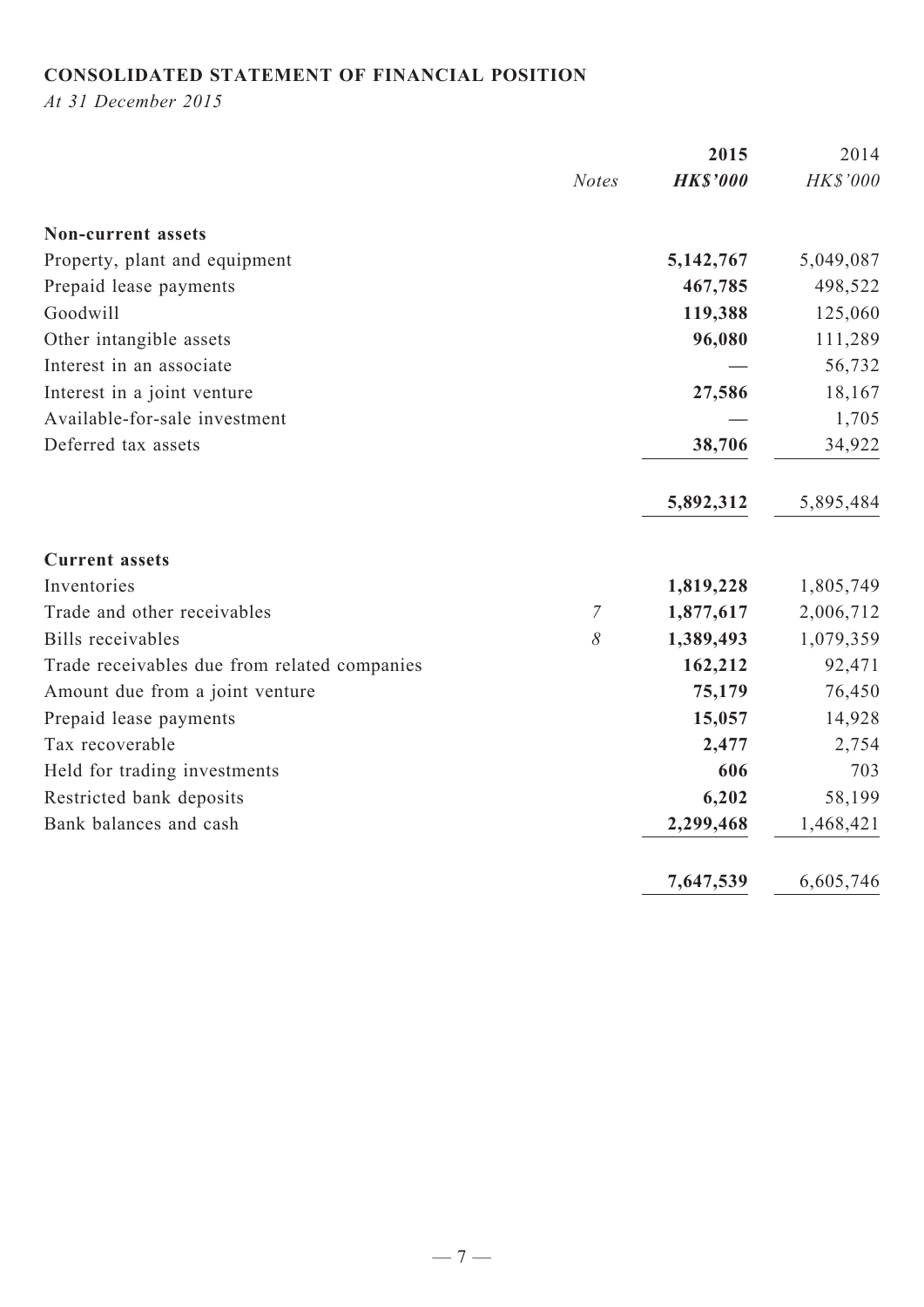## CONSOLIDATED STATEMENT OF FINANCIAL POSITION

*At 31 December 2015*

| | Notes | 2015 | 2014 |
|---|---|---|---|
| | | ***HK$'000*** | *HK$'000* |
| **Non-current assets** | | | |
| Property, plant and equipment | | **5,142,767** | 5,049,087 |
| Prepaid lease payments | | **467,785** | 498,522 |
| Goodwill | | **119,388** | 125,060 |
| Other intangible assets | | **96,080** | 111,289 |
| Interest in an associate | | **—** | 56,732 |
| Interest in a joint venture | | **27,586** | 18,167 |
| Available-for-sale investment | | **—** | 1,705 |
| Deferred tax assets | | **38,706** | 34,922 |
| | | **5,892,312** | 5,895,484 |
| **Current assets** | | | |
| Inventories | | **1,819,228** | 1,805,749 |
| Trade and other receivables | *7* | **1,877,617** | 2,006,712 |
| Bills receivables | *8* | **1,389,493** | 1,079,359 |
| Trade receivables due from related companies | | **162,212** | 92,471 |
| Amount due from a joint venture | | **75,179** | 76,450 |
| Prepaid lease payments | | **15,057** | 14,928 |
| Tax recoverable | | **2,477** | 2,754 |
| Held for trading investments | | **606** | 703 |
| Restricted bank deposits | | **6,202** | 58,199 |
| Bank balances and cash | | **2,299,468** | 1,468,421 |
| | | **7,647,539** | 6,605,746 |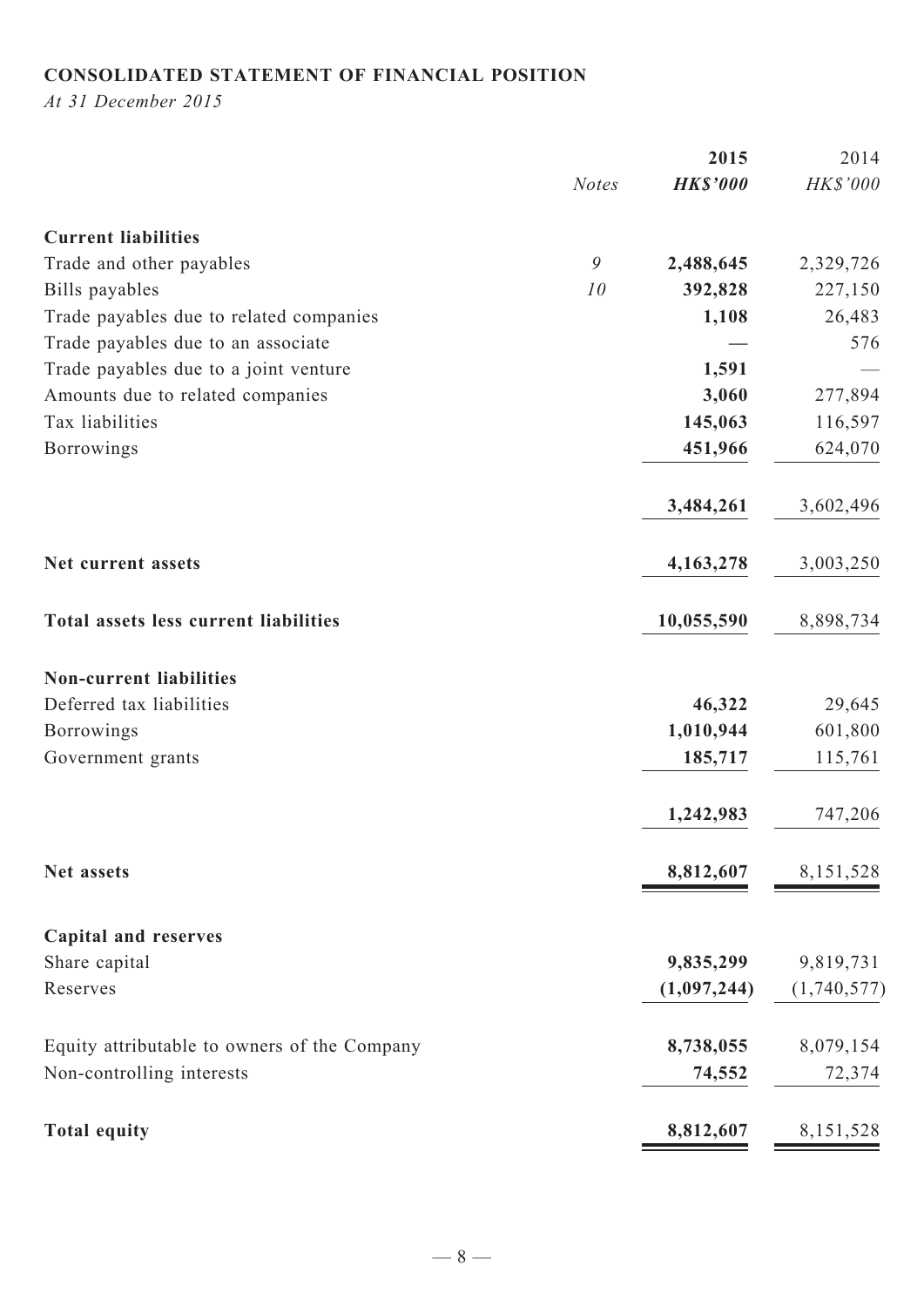**CONSOLIDATED STATEMENT OF FINANCIAL POSITION**

*At 31 December 2015*

| | Notes | 2015 HK$'000 | 2014 HK$'000 |
|---|---|---|---|
| **Current liabilities** | | | |
| Trade and other payables | 9 | **2,488,645** | 2,329,726 |
| Bills payables | 10 | **392,828** | 227,150 |
| Trade payables due to related companies | | **1,108** | 26,483 |
| Trade payables due to an associate | | **—** | 576 |
| Trade payables due to a joint venture | | **1,591** | — |
| Amounts due to related companies | | **3,060** | 277,894 |
| Tax liabilities | | **145,063** | 116,597 |
| Borrowings | | **451,966** | 624,070 |
| | | **3,484,261** | 3,602,496 |
| **Net current assets** | | **4,163,278** | 3,003,250 |
| **Total assets less current liabilities** | | **10,055,590** | 8,898,734 |
| **Non-current liabilities** | | | |
| Deferred tax liabilities | | **46,322** | 29,645 |
| Borrowings | | **1,010,944** | 601,800 |
| Government grants | | **185,717** | 115,761 |
| | | **1,242,983** | 747,206 |
| **Net assets** | | **8,812,607** | 8,151,528 |
| **Capital and reserves** | | | |
| Share capital | | **9,835,299** | 9,819,731 |
| Reserves | | **(1,097,244)** | (1,740,577) |
| Equity attributable to owners of the Company | | **8,738,055** | 8,079,154 |
| Non-controlling interests | | **74,552** | 72,374 |
| **Total equity** | | **8,812,607** | 8,151,528 |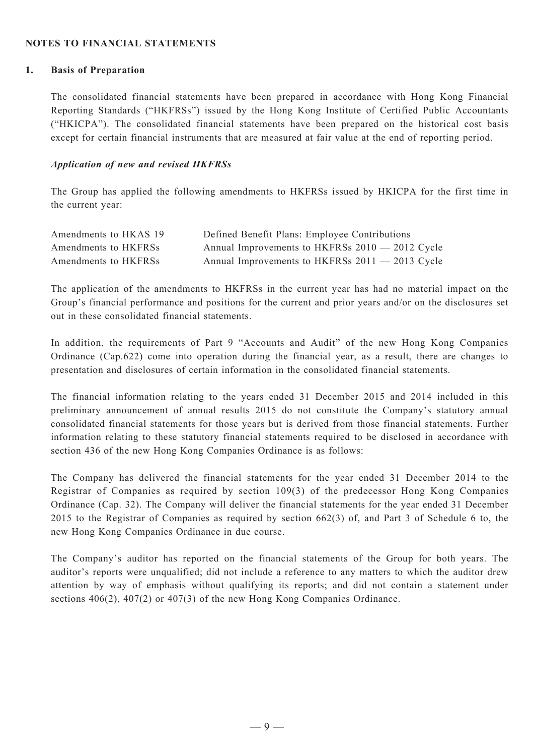## NOTES TO FINANCIAL STATEMENTS

### 1. Basis of Preparation

The consolidated financial statements have been prepared in accordance with Hong Kong Financial Reporting Standards ("HKFRSs") issued by the Hong Kong Institute of Certified Public Accountants ("HKICPA"). The consolidated financial statements have been prepared on the historical cost basis except for certain financial instruments that are measured at fair value at the end of reporting period.

***Application of new and revised HKFRSs***

The Group has applied the following amendments to HKFRSs issued by HKICPA for the first time in the current year:

| | |
|---|---|
| Amendments to HKAS 19 | Defined Benefit Plans: Employee Contributions |
| Amendments to HKFRSs | Annual Improvements to HKFRSs 2010 — 2012 Cycle |
| Amendments to HKFRSs | Annual Improvements to HKFRSs 2011 — 2013 Cycle |

The application of the amendments to HKFRSs in the current year has had no material impact on the Group's financial performance and positions for the current and prior years and/or on the disclosures set out in these consolidated financial statements.

In addition, the requirements of Part 9 "Accounts and Audit" of the new Hong Kong Companies Ordinance (Cap.622) come into operation during the financial year, as a result, there are changes to presentation and disclosures of certain information in the consolidated financial statements.

The financial information relating to the years ended 31 December 2015 and 2014 included in this preliminary announcement of annual results 2015 do not constitute the Company's statutory annual consolidated financial statements for those years but is derived from those financial statements. Further information relating to these statutory financial statements required to be disclosed in accordance with section 436 of the new Hong Kong Companies Ordinance is as follows:

The Company has delivered the financial statements for the year ended 31 December 2014 to the Registrar of Companies as required by section 109(3) of the predecessor Hong Kong Companies Ordinance (Cap. 32). The Company will deliver the financial statements for the year ended 31 December 2015 to the Registrar of Companies as required by section 662(3) of, and Part 3 of Schedule 6 to, the new Hong Kong Companies Ordinance in due course.

The Company's auditor has reported on the financial statements of the Group for both years. The auditor's reports were unqualified; did not include a reference to any matters to which the auditor drew attention by way of emphasis without qualifying its reports; and did not contain a statement under sections 406(2), 407(2) or 407(3) of the new Hong Kong Companies Ordinance.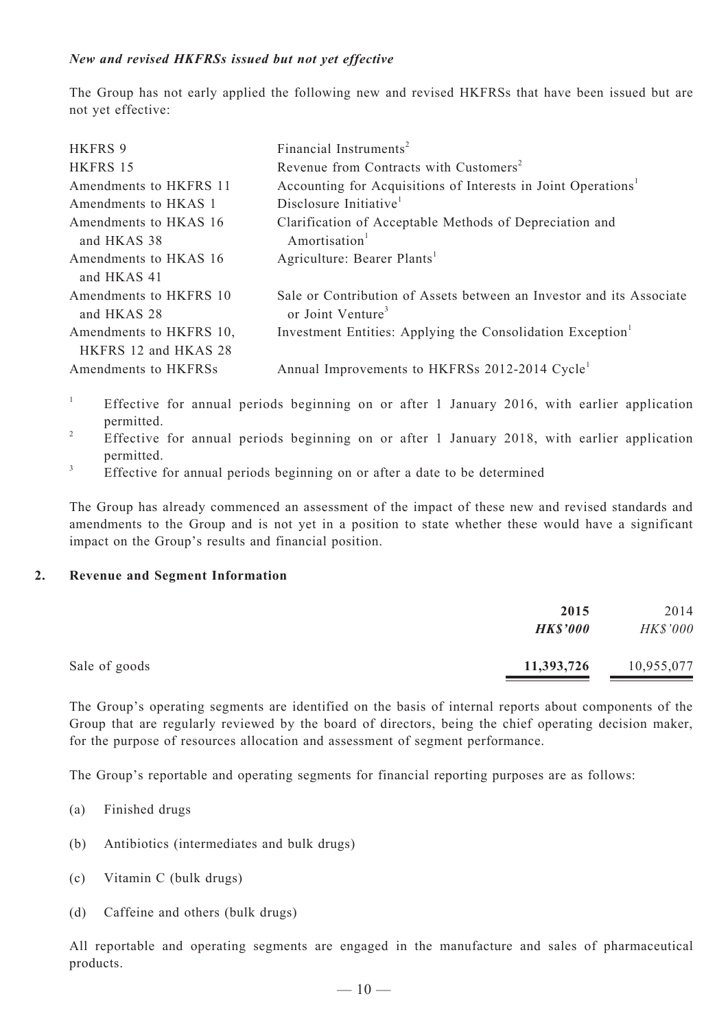***New and revised HKFRSs issued but not yet effective***

The Group has not early applied the following new and revised HKFRSs that have been issued but are not yet effective:

| | |
|---|---|
| HKFRS 9 | Financial Instruments[2] |
| HKFRS 15 | Revenue from Contracts with Customers[2] |
| Amendments to HKFRS 11 | Accounting for Acquisitions of Interests in Joint Operations[1] |
| Amendments to HKAS 1 | Disclosure Initiative[1] |
| Amendments to HKAS 16 and HKAS 38 | Clarification of Acceptable Methods of Depreciation and Amortisation[1] |
| Amendments to HKAS 16 and HKAS 41 | Agriculture: Bearer Plants[1] |
| Amendments to HKFRS 10 and HKAS 28 | Sale or Contribution of Assets between an Investor and its Associate or Joint Venture[3] |
| Amendments to HKFRS 10, HKFRS 12 and HKAS 28 | Investment Entities: Applying the Consolidation Exception[1] |
| Amendments to HKFRSs | Annual Improvements to HKFRSs 2012-2014 Cycle[1] |

[1] Effective for annual periods beginning on or after 1 January 2016, with earlier application permitted.

[2] Effective for annual periods beginning on or after 1 January 2018, with earlier application permitted.

[3] Effective for annual periods beginning on or after a date to be determined

The Group has already commenced an assessment of the impact of these new and revised standards and amendments to the Group and is not yet in a position to state whether these would have a significant impact on the Group's results and financial position.

## 2. Revenue and Segment Information

| | **2015** | 2014 |
|---|---|---|
| | ***HK$'000*** | *HK$'000* |
| Sale of goods | **11,393,726** | 10,955,077 |

The Group's operating segments are identified on the basis of internal reports about components of the Group that are regularly reviewed by the board of directors, being the chief operating decision maker, for the purpose of resources allocation and assessment of segment performance.

The Group's reportable and operating segments for financial reporting purposes are as follows:

(a) Finished drugs

(b) Antibiotics (intermediates and bulk drugs)

(c) Vitamin C (bulk drugs)

(d) Caffeine and others (bulk drugs)

All reportable and operating segments are engaged in the manufacture and sales of pharmaceutical products.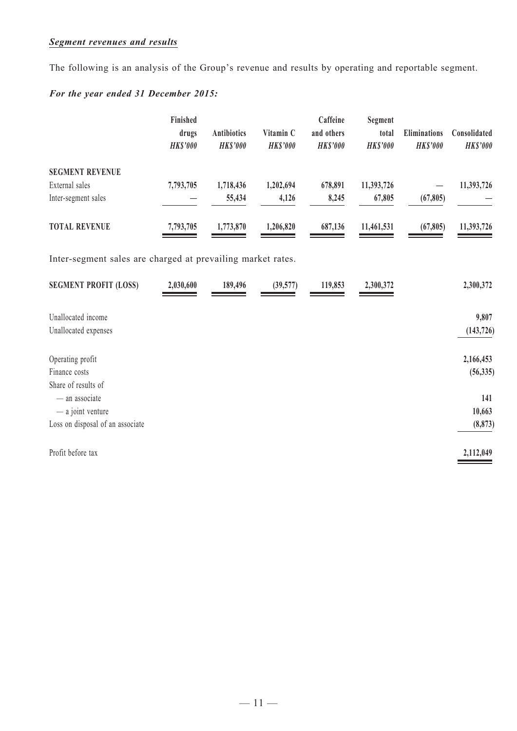***Segment revenues and results***

The following is an analysis of the Group's revenue and results by operating and reportable segment.

***For the year ended 31 December 2015:***

| | Finished drugs *HK$'000* | Antibiotics *HK$'000* | Vitamin C *HK$'000* | Caffeine and others *HK$'000* | Segment total *HK$'000* | Eliminations *HK$'000* | Consolidated *HK$'000* |
|---|---|---|---|---|---|---|---|
| **SEGMENT REVENUE** | | | | | | | |
| External sales | **7,793,705** | **1,718,436** | **1,202,694** | **678,891** | **11,393,726** | **—** | **11,393,726** |
| Inter-segment sales | **—** | **55,434** | **4,126** | **8,245** | **67,805** | **(67,805)** | **—** |
| **TOTAL REVENUE** | **7,793,705** | **1,773,870** | **1,206,820** | **687,136** | **11,461,531** | **(67,805)** | **11,393,726** |

Inter-segment sales are charged at prevailing market rates.

| | Finished drugs *HK$'000* | Antibiotics *HK$'000* | Vitamin C *HK$'000* | Caffeine and others *HK$'000* | Segment total *HK$'000* | Eliminations *HK$'000* | Consolidated *HK$'000* |
|---|---|---|---|---|---|---|---|
| **SEGMENT PROFIT (LOSS)** | **2,030,600** | **189,496** | **(39,577)** | **119,853** | **2,300,372** | | **2,300,372** |
| Unallocated income | | | | | | | **9,807** |
| Unallocated expenses | | | | | | | **(143,726)** |
| Operating profit | | | | | | | **2,166,453** |
| Finance costs | | | | | | | **(56,335)** |
| Share of results of | | | | | | | |
| — an associate | | | | | | | **141** |
| — a joint venture | | | | | | | **10,663** |
| Loss on disposal of an associate | | | | | | | **(8,873)** |
| Profit before tax | | | | | | | **2,112,049** |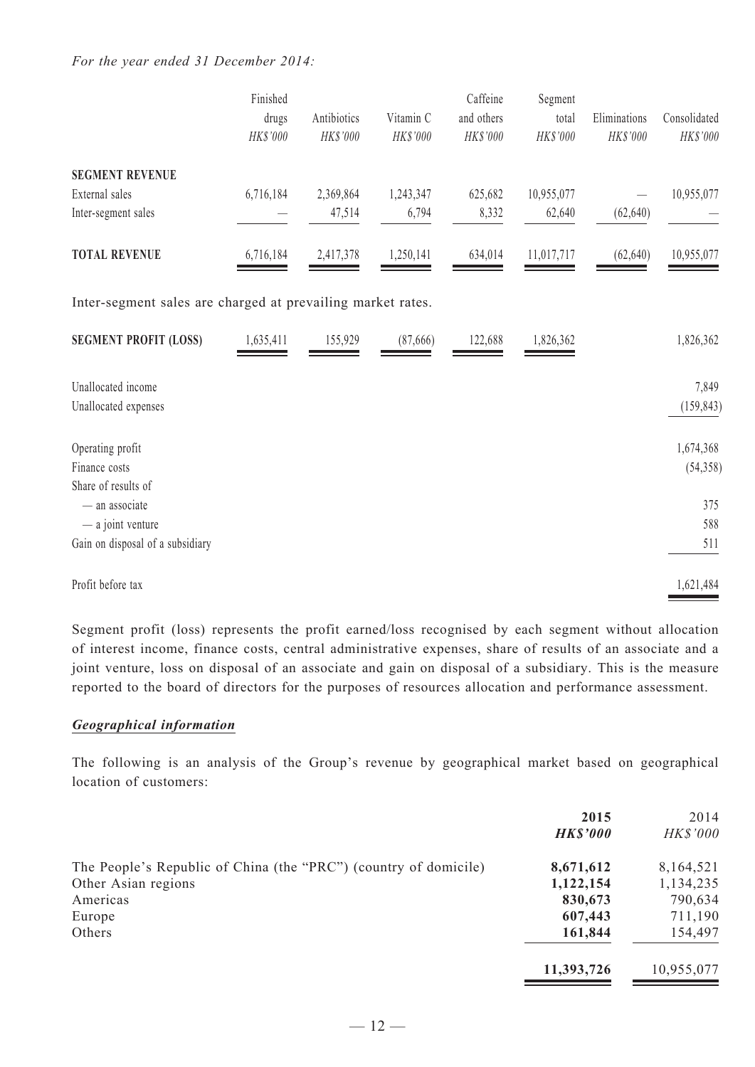*For the year ended 31 December 2014:*

| | Finished drugs | Antibiotics | Vitamin C | Caffeine and others | Segment total | Eliminations | Consolidated |
|---|---|---|---|---|---|---|---|
| | *HK$'000* | *HK$'000* | *HK$'000* | *HK$'000* | *HK$'000* | *HK$'000* | *HK$'000* |
| **SEGMENT REVENUE** | | | | | | | |
| External sales | 6,716,184 | 2,369,864 | 1,243,347 | 625,682 | 10,955,077 | — | 10,955,077 |
| Inter-segment sales | — | 47,514 | 6,794 | 8,332 | 62,640 | (62,640) | — |
| **TOTAL REVENUE** | 6,716,184 | 2,417,378 | 1,250,141 | 634,014 | 11,017,717 | (62,640) | 10,955,077 |

Inter-segment sales are charged at prevailing market rates.

| | Finished drugs | Antibiotics | Vitamin C | Caffeine and others | Segment total | Eliminations | Consolidated |
|---|---|---|---|---|---|---|---|
| **SEGMENT PROFIT (LOSS)** | 1,635,411 | 155,929 | (87,666) | 122,688 | 1,826,362 | | 1,826,362 |
| Unallocated income | | | | | | | 7,849 |
| Unallocated expenses | | | | | | | (159,843) |
| Operating profit | | | | | | | 1,674,368 |
| Finance costs | | | | | | | (54,358) |
| Share of results of | | | | | | | |
| — an associate | | | | | | | 375 |
| — a joint venture | | | | | | | 588 |
| Gain on disposal of a subsidiary | | | | | | | 511 |
| Profit before tax | | | | | | | 1,621,484 |

Segment profit (loss) represents the profit earned/loss recognised by each segment without allocation of interest income, finance costs, central administrative expenses, share of results of an associate and a joint venture, loss on disposal of an associate and gain on disposal of a subsidiary. This is the measure reported to the board of directors for the purposes of resources allocation and performance assessment.

***Geographical information***

The following is an analysis of the Group's revenue by geographical market based on geographical location of customers:

| | **2015** | 2014 |
|---|---|---|
| | ***HK$'000*** | *HK$'000* |
| The People's Republic of China (the "PRC") (country of domicile) | **8,671,612** | 8,164,521 |
| Other Asian regions | **1,122,154** | 1,134,235 |
| Americas | **830,673** | 790,634 |
| Europe | **607,443** | 711,190 |
| Others | **161,844** | 154,497 |
| | **11,393,726** | 10,955,077 |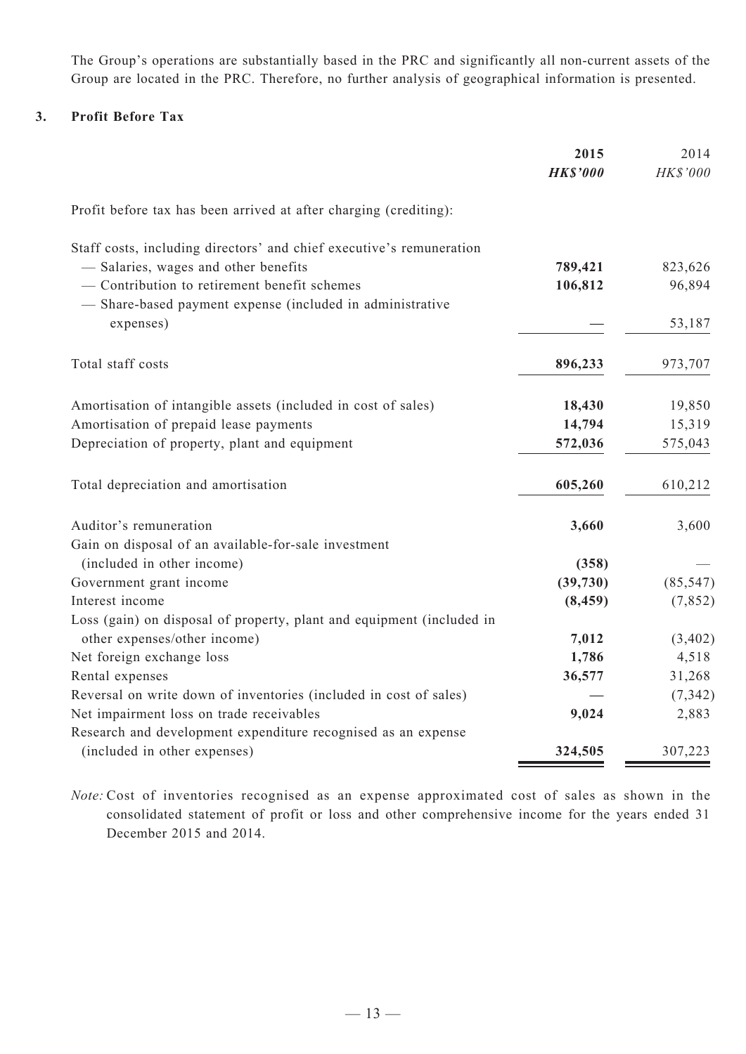The Group's operations are substantially based in the PRC and significantly all non-current assets of the Group are located in the PRC. Therefore, no further analysis of geographical information is presented.

### 3. Profit Before Tax

| | **2015** | 2014 |
|---|---|---|
| | ***HK$'000*** | *HK$'000* |
| Profit before tax has been arrived at after charging (crediting): | | |
| Staff costs, including directors' and chief executive's remuneration | | |
| — Salaries, wages and other benefits | **789,421** | 823,626 |
| — Contribution to retirement benefit schemes | **106,812** | 96,894 |
| — Share-based payment expense (included in administrative expenses) | **—** | 53,187 |
| Total staff costs | **896,233** | 973,707 |
| Amortisation of intangible assets (included in cost of sales) | **18,430** | 19,850 |
| Amortisation of prepaid lease payments | **14,794** | 15,319 |
| Depreciation of property, plant and equipment | **572,036** | 575,043 |
| Total depreciation and amortisation | **605,260** | 610,212 |
| Auditor's remuneration | **3,660** | 3,600 |
| Gain on disposal of an available-for-sale investment (included in other income) | **(358)** | — |
| Government grant income | **(39,730)** | (85,547) |
| Interest income | **(8,459)** | (7,852) |
| Loss (gain) on disposal of property, plant and equipment (included in other expenses/other income) | **7,012** | (3,402) |
| Net foreign exchange loss | **1,786** | 4,518 |
| Rental expenses | **36,577** | 31,268 |
| Reversal on write down of inventories (included in cost of sales) | **—** | (7,342) |
| Net impairment loss on trade receivables | **9,024** | 2,883 |
| Research and development expenditure recognised as an expense (included in other expenses) | **324,505** | 307,223 |

*Note:* Cost of inventories recognised as an expense approximated cost of sales as shown in the consolidated statement of profit or loss and other comprehensive income for the years ended 31 December 2015 and 2014.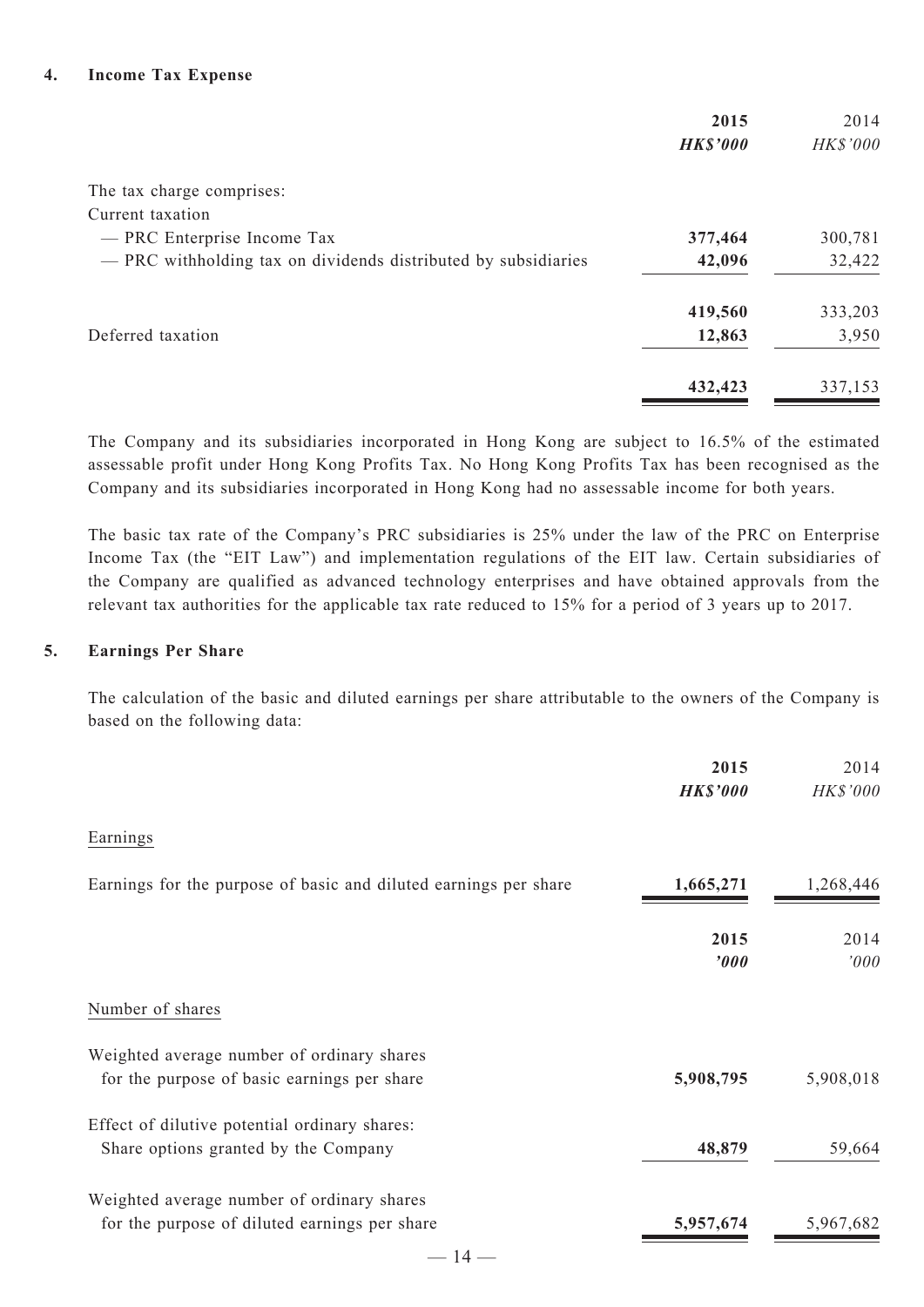## 4. Income Tax Expense

| | **2015** | 2014 |
|---|---|---|
| | ***HK$'000*** | *HK$'000* |
| The tax charge comprises: | | |
| Current taxation | | |
| — PRC Enterprise Income Tax | **377,464** | 300,781 |
| — PRC withholding tax on dividends distributed by subsidiaries | **42,096** | 32,422 |
| | **419,560** | 333,203 |
| Deferred taxation | **12,863** | 3,950 |
| | **432,423** | 337,153 |

The Company and its subsidiaries incorporated in Hong Kong are subject to 16.5% of the estimated assessable profit under Hong Kong Profits Tax. No Hong Kong Profits Tax has been recognised as the Company and its subsidiaries incorporated in Hong Kong had no assessable income for both years.

The basic tax rate of the Company's PRC subsidiaries is 25% under the law of the PRC on Enterprise Income Tax (the "EIT Law") and implementation regulations of the EIT law. Certain subsidiaries of the Company are qualified as advanced technology enterprises and have obtained approvals from the relevant tax authorities for the applicable tax rate reduced to 15% for a period of 3 years up to 2017.

## 5. Earnings Per Share

The calculation of the basic and diluted earnings per share attributable to the owners of the Company is based on the following data:

| | **2015** | 2014 |
|---|---|---|
| | ***HK$'000*** | *HK$'000* |
| Earnings | | |
| Earnings for the purpose of basic and diluted earnings per share | **1,665,271** | 1,268,446 |

| | **2015** | 2014 |
|---|---|---|
| | ***'000*** | *'000* |
| Number of shares | | |
| Weighted average number of ordinary shares for the purpose of basic earnings per share | **5,908,795** | 5,908,018 |
| Effect of dilutive potential ordinary shares: Share options granted by the Company | **48,879** | 59,664 |
| Weighted average number of ordinary shares for the purpose of diluted earnings per share | **5,957,674** | 5,967,682 |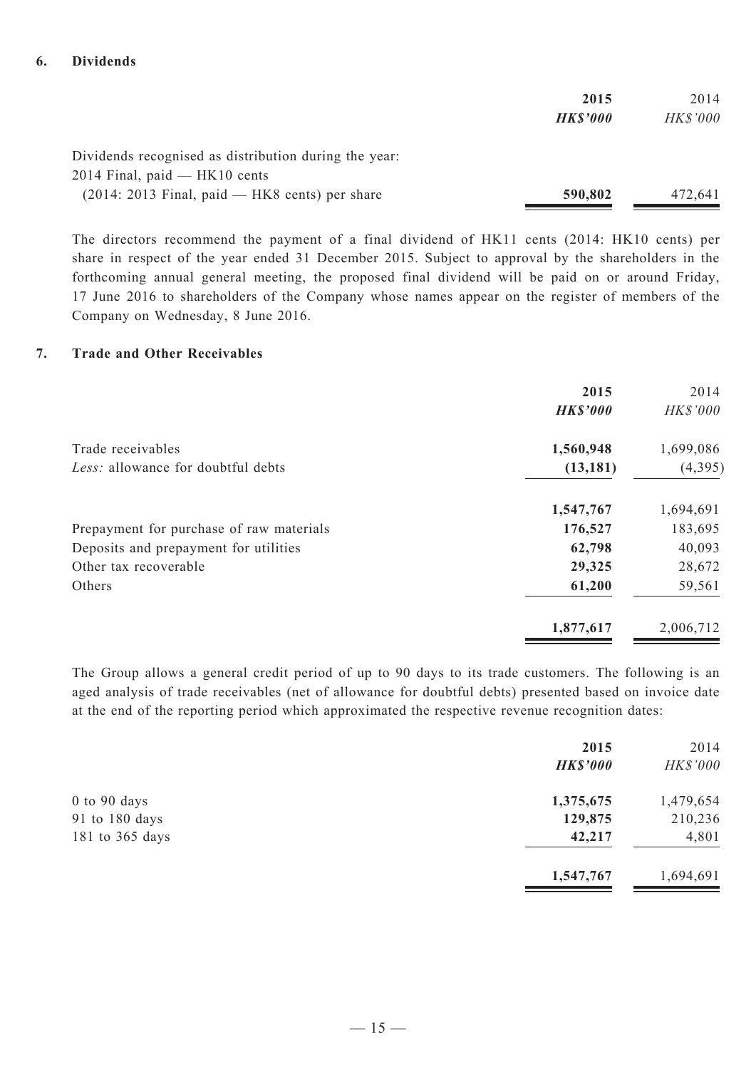## 6. Dividends

| | 2015 | 2014 |
|---|---|---|
| | ***HK$'000*** | *HK$'000* |
| Dividends recognised as distribution during the year: 2014 Final, paid — HK10 cents (2014: 2013 Final, paid — HK8 cents) per share | **590,802** | 472,641 |

The directors recommend the payment of a final dividend of HK11 cents (2014: HK10 cents) per share in respect of the year ended 31 December 2015. Subject to approval by the shareholders in the forthcoming annual general meeting, the proposed final dividend will be paid on or around Friday, 17 June 2016 to shareholders of the Company whose names appear on the register of members of the Company on Wednesday, 8 June 2016.

## 7. Trade and Other Receivables

| | 2015 | 2014 |
|---|---|---|
| | ***HK$'000*** | *HK$'000* |
| Trade receivables | **1,560,948** | 1,699,086 |
| *Less:* allowance for doubtful debts | **(13,181)** | (4,395) |
| | **1,547,767** | 1,694,691 |
| Prepayment for purchase of raw materials | **176,527** | 183,695 |
| Deposits and prepayment for utilities | **62,798** | 40,093 |
| Other tax recoverable | **29,325** | 28,672 |
| Others | **61,200** | 59,561 |
| | **1,877,617** | 2,006,712 |

The Group allows a general credit period of up to 90 days to its trade customers. The following is an aged analysis of trade receivables (net of allowance for doubtful debts) presented based on invoice date at the end of the reporting period which approximated the respective revenue recognition dates:

| | 2015 | 2014 |
|---|---|---|
| | ***HK$'000*** | *HK$'000* |
| 0 to 90 days | **1,375,675** | 1,479,654 |
| 91 to 180 days | **129,875** | 210,236 |
| 181 to 365 days | **42,217** | 4,801 |
| | **1,547,767** | 1,694,691 |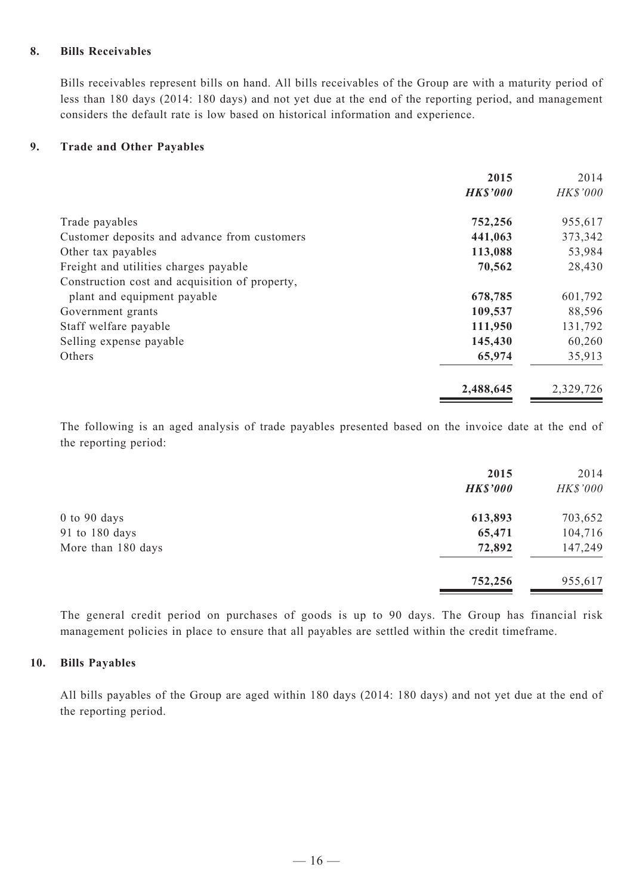### 8. Bills Receivables

Bills receivables represent bills on hand. All bills receivables of the Group are with a maturity period of less than 180 days (2014: 180 days) and not yet due at the end of the reporting period, and management considers the default rate is low based on historical information and experience.

### 9. Trade and Other Payables

| | **2015** | 2014 |
|---|---|---|
| | ***HK$'000*** | *HK$'000* |
| Trade payables | **752,256** | 955,617 |
| Customer deposits and advance from customers | **441,063** | 373,342 |
| Other tax payables | **113,088** | 53,984 |
| Freight and utilities charges payable | **70,562** | 28,430 |
| Construction cost and acquisition of property, plant and equipment payable | **678,785** | 601,792 |
| Government grants | **109,537** | 88,596 |
| Staff welfare payable | **111,950** | 131,792 |
| Selling expense payable | **145,430** | 60,260 |
| Others | **65,974** | 35,913 |
| | **2,488,645** | 2,329,726 |

The following is an aged analysis of trade payables presented based on the invoice date at the end of the reporting period:

| | **2015** | 2014 |
|---|---|---|
| | ***HK$'000*** | *HK$'000* |
| 0 to 90 days | **613,893** | 703,652 |
| 91 to 180 days | **65,471** | 104,716 |
| More than 180 days | **72,892** | 147,249 |
| | **752,256** | 955,617 |

The general credit period on purchases of goods is up to 90 days. The Group has financial risk management policies in place to ensure that all payables are settled within the credit timeframe.

### 10. Bills Payables

All bills payables of the Group are aged within 180 days (2014: 180 days) and not yet due at the end of the reporting period.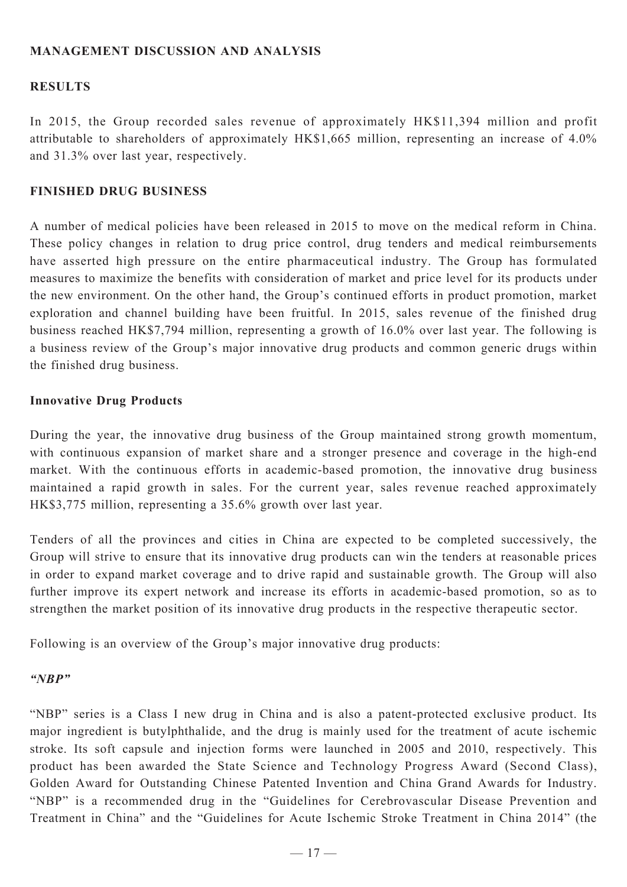## MANAGEMENT DISCUSSION AND ANALYSIS

### RESULTS

In 2015, the Group recorded sales revenue of approximately HK$11,394 million and profit attributable to shareholders of approximately HK$1,665 million, representing an increase of 4.0% and 31.3% over last year, respectively.

### FINISHED DRUG BUSINESS

A number of medical policies have been released in 2015 to move on the medical reform in China. These policy changes in relation to drug price control, drug tenders and medical reimbursements have asserted high pressure on the entire pharmaceutical industry. The Group has formulated measures to maximize the benefits with consideration of market and price level for its products under the new environment. On the other hand, the Group's continued efforts in product promotion, market exploration and channel building have been fruitful. In 2015, sales revenue of the finished drug business reached HK$7,794 million, representing a growth of 16.0% over last year. The following is a business review of the Group's major innovative drug products and common generic drugs within the finished drug business.

#### Innovative Drug Products

During the year, the innovative drug business of the Group maintained strong growth momentum, with continuous expansion of market share and a stronger presence and coverage in the high-end market. With the continuous efforts in academic-based promotion, the innovative drug business maintained a rapid growth in sales. For the current year, sales revenue reached approximately HK$3,775 million, representing a 35.6% growth over last year.

Tenders of all the provinces and cities in China are expected to be completed successively, the Group will strive to ensure that its innovative drug products can win the tenders at reasonable prices in order to expand market coverage and to drive rapid and sustainable growth. The Group will also further improve its expert network and increase its efforts in academic-based promotion, so as to strengthen the market position of its innovative drug products in the respective therapeutic sector.

Following is an overview of the Group's major innovative drug products:

***"NBP"***

"NBP" series is a Class I new drug in China and is also a patent-protected exclusive product. Its major ingredient is butylphthalide, and the drug is mainly used for the treatment of acute ischemic stroke. Its soft capsule and injection forms were launched in 2005 and 2010, respectively. This product has been awarded the State Science and Technology Progress Award (Second Class), Golden Award for Outstanding Chinese Patented Invention and China Grand Awards for Industry. "NBP" is a recommended drug in the "Guidelines for Cerebrovascular Disease Prevention and Treatment in China" and the "Guidelines for Acute Ischemic Stroke Treatment in China 2014" (the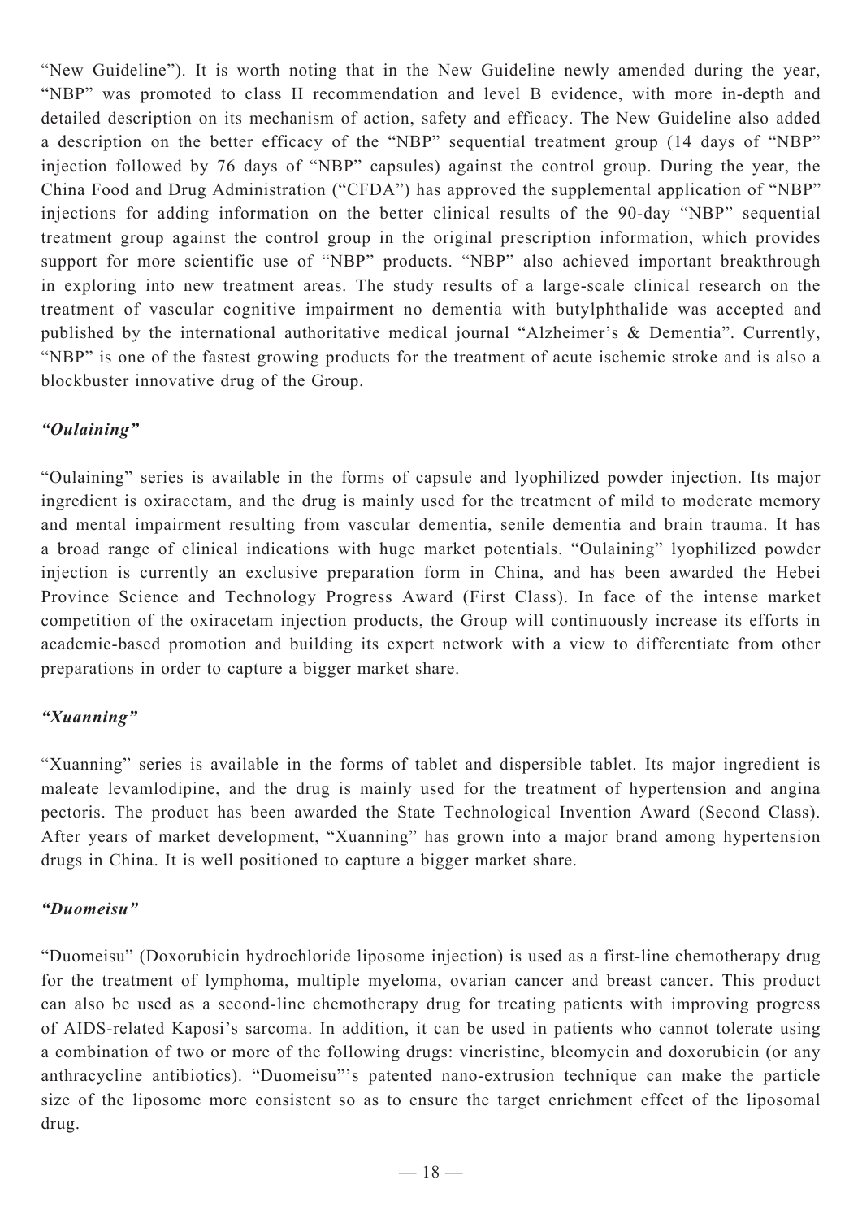"New Guideline"). It is worth noting that in the New Guideline newly amended during the year, "NBP" was promoted to class II recommendation and level B evidence, with more in-depth and detailed description on its mechanism of action, safety and efficacy. The New Guideline also added a description on the better efficacy of the "NBP" sequential treatment group (14 days of "NBP" injection followed by 76 days of "NBP" capsules) against the control group. During the year, the China Food and Drug Administration ("CFDA") has approved the supplemental application of "NBP" injections for adding information on the better clinical results of the 90-day "NBP" sequential treatment group against the control group in the original prescription information, which provides support for more scientific use of "NBP" products. "NBP" also achieved important breakthrough in exploring into new treatment areas. The study results of a large-scale clinical research on the treatment of vascular cognitive impairment no dementia with butylphthalide was accepted and published by the international authoritative medical journal "Alzheimer's & Dementia". Currently, "NBP" is one of the fastest growing products for the treatment of acute ischemic stroke and is also a blockbuster innovative drug of the Group.

***"Oulaining"***

"Oulaining" series is available in the forms of capsule and lyophilized powder injection. Its major ingredient is oxiracetam, and the drug is mainly used for the treatment of mild to moderate memory and mental impairment resulting from vascular dementia, senile dementia and brain trauma. It has a broad range of clinical indications with huge market potentials. "Oulaining" lyophilized powder injection is currently an exclusive preparation form in China, and has been awarded the Hebei Province Science and Technology Progress Award (First Class). In face of the intense market competition of the oxiracetam injection products, the Group will continuously increase its efforts in academic-based promotion and building its expert network with a view to differentiate from other preparations in order to capture a bigger market share.

***"Xuanning"***

"Xuanning" series is available in the forms of tablet and dispersible tablet. Its major ingredient is maleate levamlodipine, and the drug is mainly used for the treatment of hypertension and angina pectoris. The product has been awarded the State Technological Invention Award (Second Class). After years of market development, "Xuanning" has grown into a major brand among hypertension drugs in China. It is well positioned to capture a bigger market share.

***"Duomeisu"***

"Duomeisu" (Doxorubicin hydrochloride liposome injection) is used as a first-line chemotherapy drug for the treatment of lymphoma, multiple myeloma, ovarian cancer and breast cancer. This product can also be used as a second-line chemotherapy drug for treating patients with improving progress of AIDS-related Kaposi's sarcoma. In addition, it can be used in patients who cannot tolerate using a combination of two or more of the following drugs: vincristine, bleomycin and doxorubicin (or any anthracycline antibiotics). "Duomeisu"'s patented nano-extrusion technique can make the particle size of the liposome more consistent so as to ensure the target enrichment effect of the liposomal drug.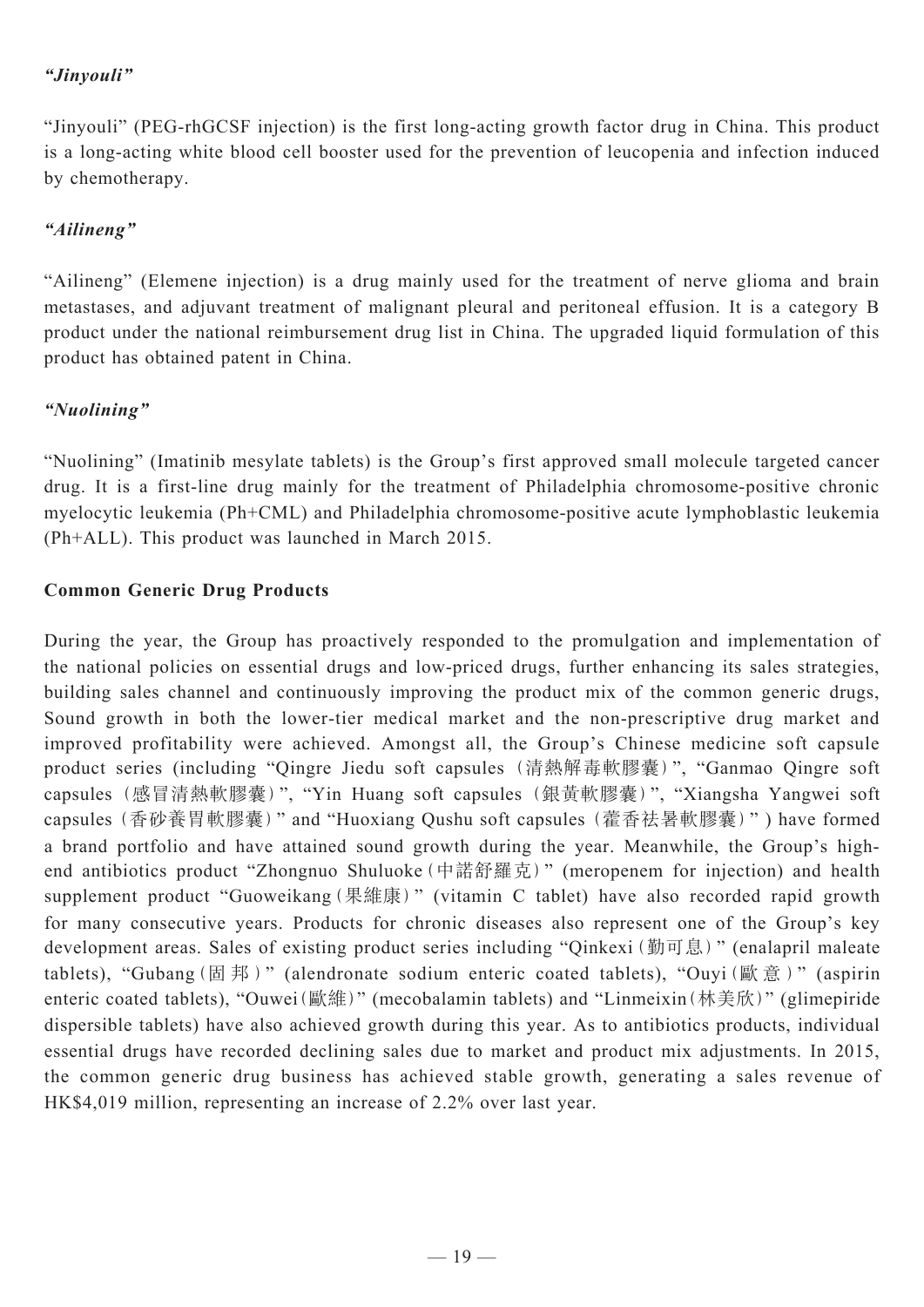### *"Jinyouli"*

"Jinyouli" (PEG-rhGCSF injection) is the first long-acting growth factor drug in China. This product is a long-acting white blood cell booster used for the prevention of leucopenia and infection induced by chemotherapy.

### *"Ailineng"*

"Ailineng" (Elemene injection) is a drug mainly used for the treatment of nerve glioma and brain metastases, and adjuvant treatment of malignant pleural and peritoneal effusion. It is a category B product under the national reimbursement drug list in China. The upgraded liquid formulation of this product has obtained patent in China.

### *"Nuolining"*

"Nuolining" (Imatinib mesylate tablets) is the Group's first approved small molecule targeted cancer drug. It is a first-line drug mainly for the treatment of Philadelphia chromosome-positive chronic myelocytic leukemia (Ph+CML) and Philadelphia chromosome-positive acute lymphoblastic leukemia (Ph+ALL). This product was launched in March 2015.

### **Common Generic Drug Products**

During the year, the Group has proactively responded to the promulgation and implementation of the national policies on essential drugs and low-priced drugs, further enhancing its sales strategies, building sales channel and continuously improving the product mix of the common generic drugs, Sound growth in both the lower-tier medical market and the non-prescriptive drug market and improved profitability were achieved. Amongst all, the Group's Chinese medicine soft capsule product series (including "Qingre Jiedu soft capsules (清熱解毒軟膠囊)", "Ganmao Qingre soft capsules (感冒清熱軟膠囊)", "Yin Huang soft capsules (銀黃軟膠囊)", "Xiangsha Yangwei soft capsules (香砂養胃軟膠囊)" and "Huoxiang Qushu soft capsules (藿香祛暑軟膠囊)") have formed a brand portfolio and have attained sound growth during the year. Meanwhile, the Group's high-end antibiotics product "Zhongnuo Shuluoke (中諾舒羅克)" (meropenem for injection) and health supplement product "Guoweikang (果維康)" (vitamin C tablet) have also recorded rapid growth for many consecutive years. Products for chronic diseases also represent one of the Group's key development areas. Sales of existing product series including "Qinkexi (勤可息)" (enalapril maleate tablets), "Gubang (固邦)" (alendronate sodium enteric coated tablets), "Ouyi (歐意)" (aspirin enteric coated tablets), "Ouwei (歐維)" (mecobalamin tablets) and "Linmeixin (林美欣)" (glimepiride dispersible tablets) have also achieved growth during this year. As to antibiotics products, individual essential drugs have recorded declining sales due to market and product mix adjustments. In 2015, the common generic drug business has achieved stable growth, generating a sales revenue of HK$4,019 million, representing an increase of 2.2% over last year.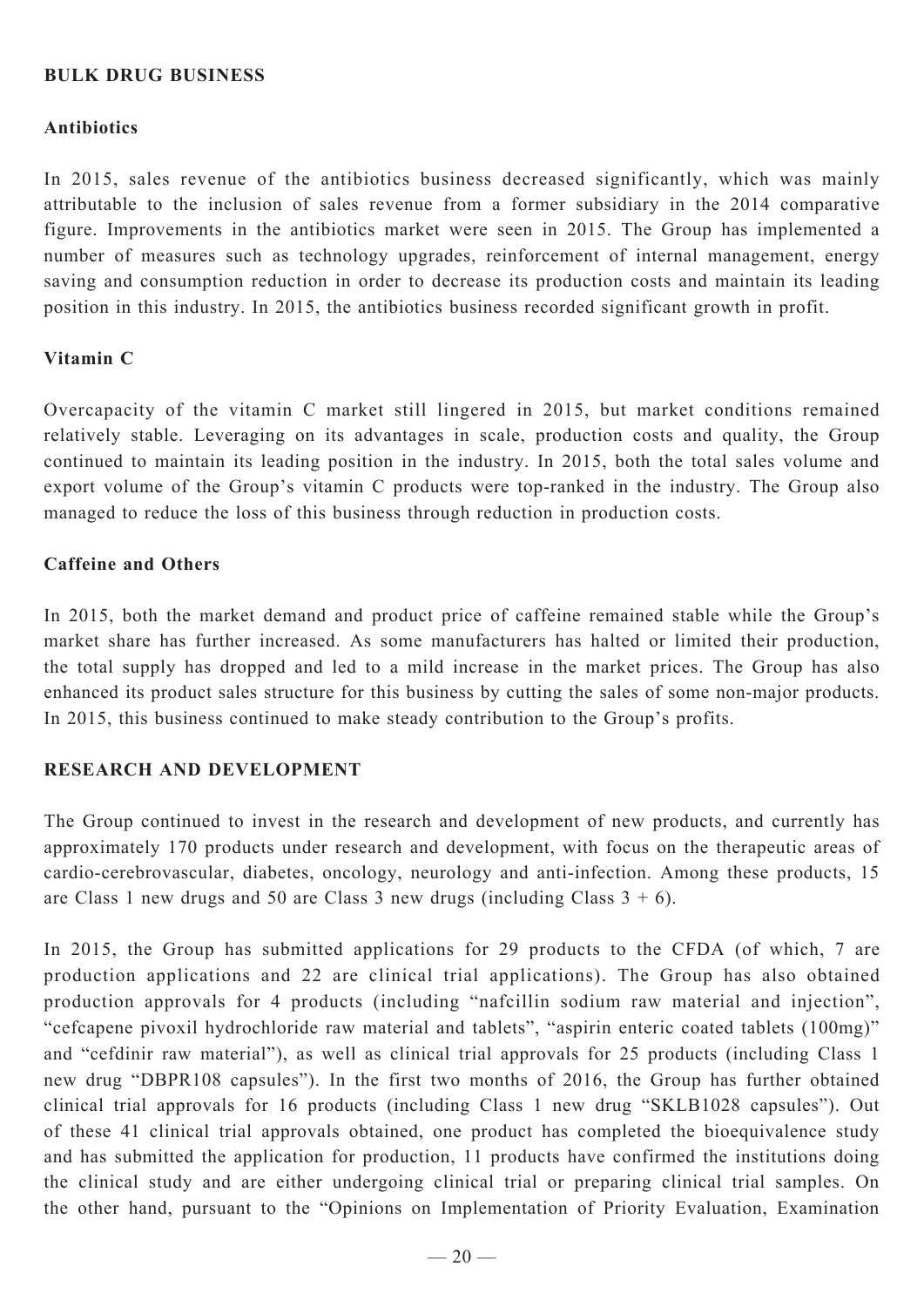## BULK DRUG BUSINESS

### Antibiotics

In 2015, sales revenue of the antibiotics business decreased significantly, which was mainly attributable to the inclusion of sales revenue from a former subsidiary in the 2014 comparative figure. Improvements in the antibiotics market were seen in 2015. The Group has implemented a number of measures such as technology upgrades, reinforcement of internal management, energy saving and consumption reduction in order to decrease its production costs and maintain its leading position in this industry. In 2015, the antibiotics business recorded significant growth in profit.

### Vitamin C

Overcapacity of the vitamin C market still lingered in 2015, but market conditions remained relatively stable. Leveraging on its advantages in scale, production costs and quality, the Group continued to maintain its leading position in the industry. In 2015, both the total sales volume and export volume of the Group's vitamin C products were top-ranked in the industry. The Group also managed to reduce the loss of this business through reduction in production costs.

### Caffeine and Others

In 2015, both the market demand and product price of caffeine remained stable while the Group's market share has further increased. As some manufacturers has halted or limited their production, the total supply has dropped and led to a mild increase in the market prices. The Group has also enhanced its product sales structure for this business by cutting the sales of some non-major products. In 2015, this business continued to make steady contribution to the Group's profits.

## RESEARCH AND DEVELOPMENT

The Group continued to invest in the research and development of new products, and currently has approximately 170 products under research and development, with focus on the therapeutic areas of cardio-cerebrovascular, diabetes, oncology, neurology and anti-infection. Among these products, 15 are Class 1 new drugs and 50 are Class 3 new drugs (including Class 3 + 6).

In 2015, the Group has submitted applications for 29 products to the CFDA (of which, 7 are production applications and 22 are clinical trial applications). The Group has also obtained production approvals for 4 products (including "nafcillin sodium raw material and injection", "cefcapene pivoxil hydrochloride raw material and tablets", "aspirin enteric coated tablets (100mg)" and "cefdinir raw material"), as well as clinical trial approvals for 25 products (including Class 1 new drug "DBPR108 capsules"). In the first two months of 2016, the Group has further obtained clinical trial approvals for 16 products (including Class 1 new drug "SKLB1028 capsules"). Out of these 41 clinical trial approvals obtained, one product has completed the bioequivalence study and has submitted the application for production, 11 products have confirmed the institutions doing the clinical study and are either undergoing clinical trial or preparing clinical trial samples. On the other hand, pursuant to the "Opinions on Implementation of Priority Evaluation, Examination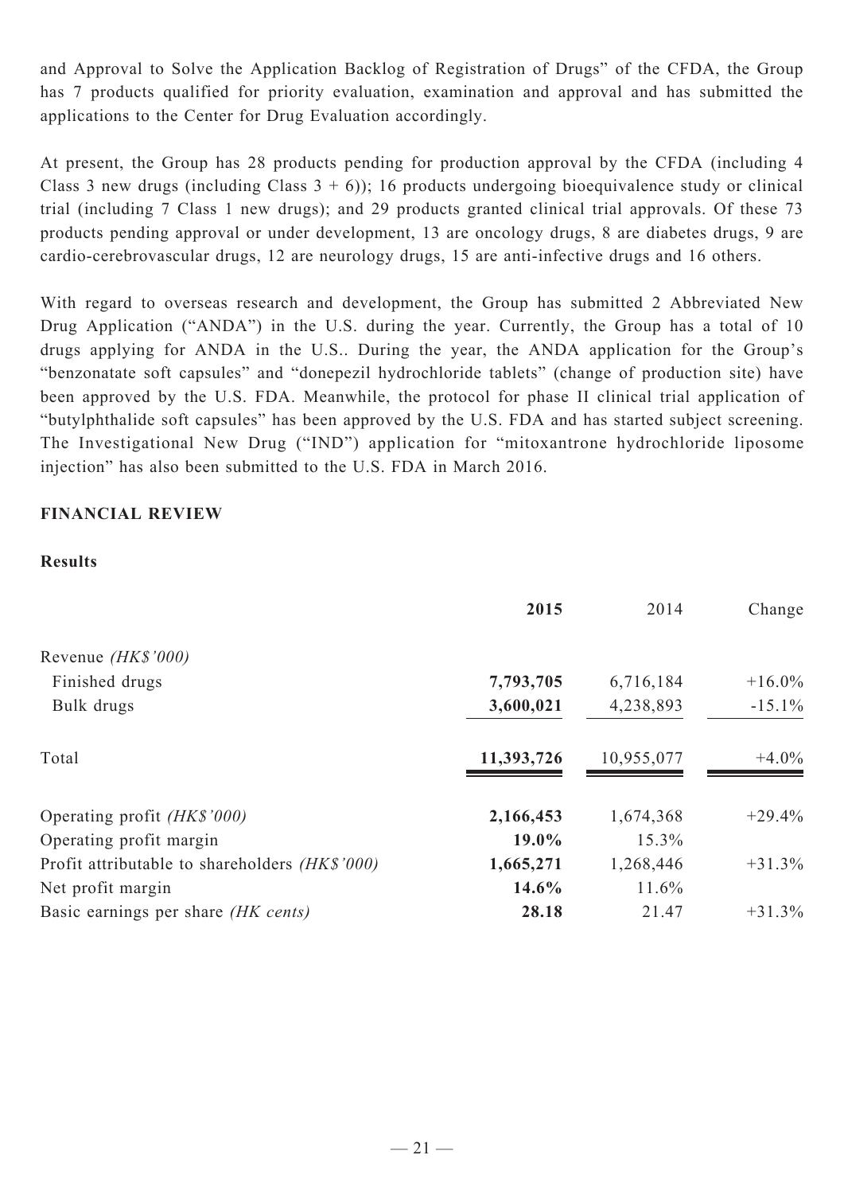and Approval to Solve the Application Backlog of Registration of Drugs" of the CFDA, the Group has 7 products qualified for priority evaluation, examination and approval and has submitted the applications to the Center for Drug Evaluation accordingly.

At present, the Group has 28 products pending for production approval by the CFDA (including 4 Class 3 new drugs (including Class 3 + 6)); 16 products undergoing bioequivalence study or clinical trial (including 7 Class 1 new drugs); and 29 products granted clinical trial approvals. Of these 73 products pending approval or under development, 13 are oncology drugs, 8 are diabetes drugs, 9 are cardio-cerebrovascular drugs, 12 are neurology drugs, 15 are anti-infective drugs and 16 others.

With regard to overseas research and development, the Group has submitted 2 Abbreviated New Drug Application ("ANDA") in the U.S. during the year. Currently, the Group has a total of 10 drugs applying for ANDA in the U.S.. During the year, the ANDA application for the Group's "benzonatate soft capsules" and "donepezil hydrochloride tablets" (change of production site) have been approved by the U.S. FDA. Meanwhile, the protocol for phase II clinical trial application of "butylphthalide soft capsules" has been approved by the U.S. FDA and has started subject screening. The Investigational New Drug ("IND") application for "mitoxantrone hydrochloride liposome injection" has also been submitted to the U.S. FDA in March 2016.

## FINANCIAL REVIEW

### Results

| | **2015** | 2014 | Change |
|---|---|---|---|
| Revenue *(HK$'000)* | | | |
| Finished drugs | **7,793,705** | 6,716,184 | +16.0% |
| Bulk drugs | **3,600,021** | 4,238,893 | -15.1% |
| Total | **11,393,726** | 10,955,077 | +4.0% |
| Operating profit *(HK$'000)* | **2,166,453** | 1,674,368 | +29.4% |
| Operating profit margin | **19.0%** | 15.3% | |
| Profit attributable to shareholders *(HK$'000)* | **1,665,271** | 1,268,446 | +31.3% |
| Net profit margin | **14.6%** | 11.6% | |
| Basic earnings per share *(HK cents)* | **28.18** | 21.47 | +31.3% |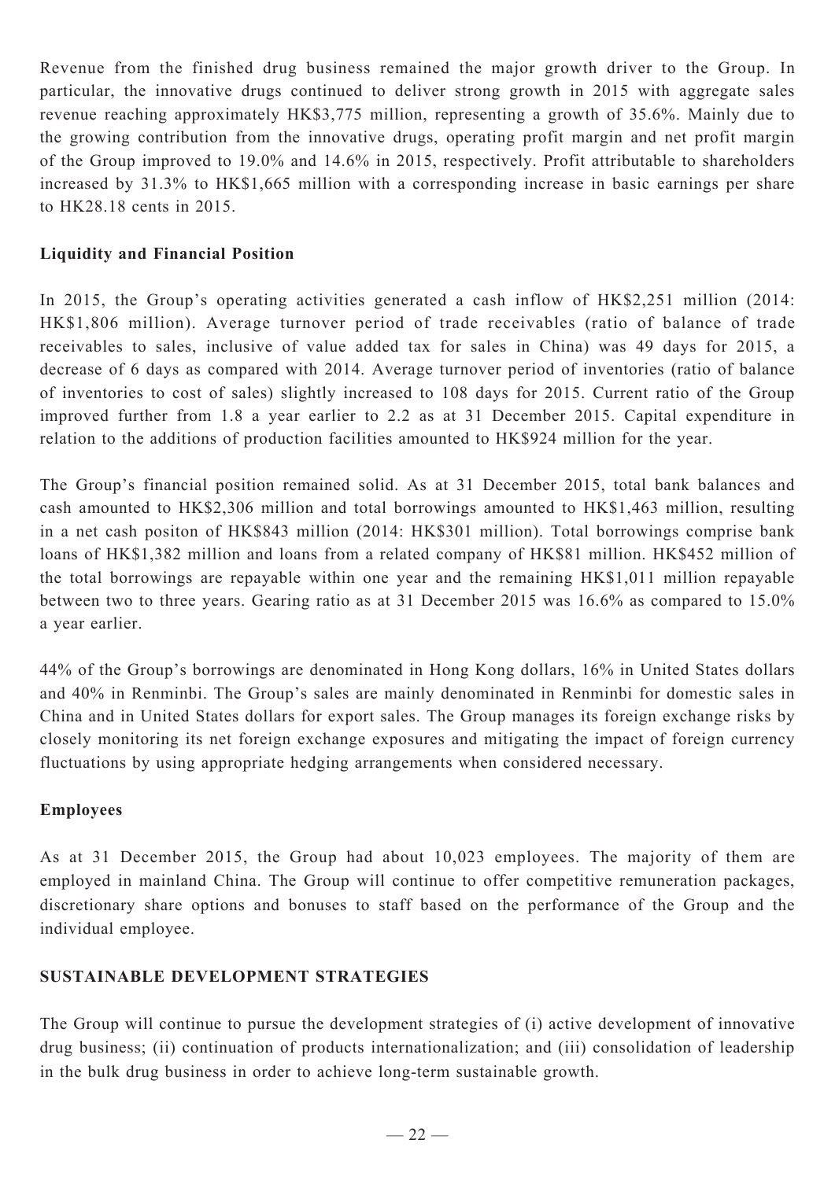Revenue from the finished drug business remained the major growth driver to the Group. In particular, the innovative drugs continued to deliver strong growth in 2015 with aggregate sales revenue reaching approximately HK$3,775 million, representing a growth of 35.6%. Mainly due to the growing contribution from the innovative drugs, operating profit margin and net profit margin of the Group improved to 19.0% and 14.6% in 2015, respectively. Profit attributable to shareholders increased by 31.3% to HK$1,665 million with a corresponding increase in basic earnings per share to HK28.18 cents in 2015.

**Liquidity and Financial Position**

In 2015, the Group's operating activities generated a cash inflow of HK$2,251 million (2014: HK$1,806 million). Average turnover period of trade receivables (ratio of balance of trade receivables to sales, inclusive of value added tax for sales in China) was 49 days for 2015, a decrease of 6 days as compared with 2014. Average turnover period of inventories (ratio of balance of inventories to cost of sales) slightly increased to 108 days for 2015. Current ratio of the Group improved further from 1.8 a year earlier to 2.2 as at 31 December 2015. Capital expenditure in relation to the additions of production facilities amounted to HK$924 million for the year.

The Group's financial position remained solid. As at 31 December 2015, total bank balances and cash amounted to HK$2,306 million and total borrowings amounted to HK$1,463 million, resulting in a net cash positon of HK$843 million (2014: HK$301 million). Total borrowings comprise bank loans of HK$1,382 million and loans from a related company of HK$81 million. HK$452 million of the total borrowings are repayable within one year and the remaining HK$1,011 million repayable between two to three years. Gearing ratio as at 31 December 2015 was 16.6% as compared to 15.0% a year earlier.

44% of the Group's borrowings are denominated in Hong Kong dollars, 16% in United States dollars and 40% in Renminbi. The Group's sales are mainly denominated in Renminbi for domestic sales in China and in United States dollars for export sales. The Group manages its foreign exchange risks by closely monitoring its net foreign exchange exposures and mitigating the impact of foreign currency fluctuations by using appropriate hedging arrangements when considered necessary.

**Employees**

As at 31 December 2015, the Group had about 10,023 employees. The majority of them are employed in mainland China. The Group will continue to offer competitive remuneration packages, discretionary share options and bonuses to staff based on the performance of the Group and the individual employee.

**SUSTAINABLE DEVELOPMENT STRATEGIES**

The Group will continue to pursue the development strategies of (i) active development of innovative drug business; (ii) continuation of products internationalization; and (iii) consolidation of leadership in the bulk drug business in order to achieve long-term sustainable growth.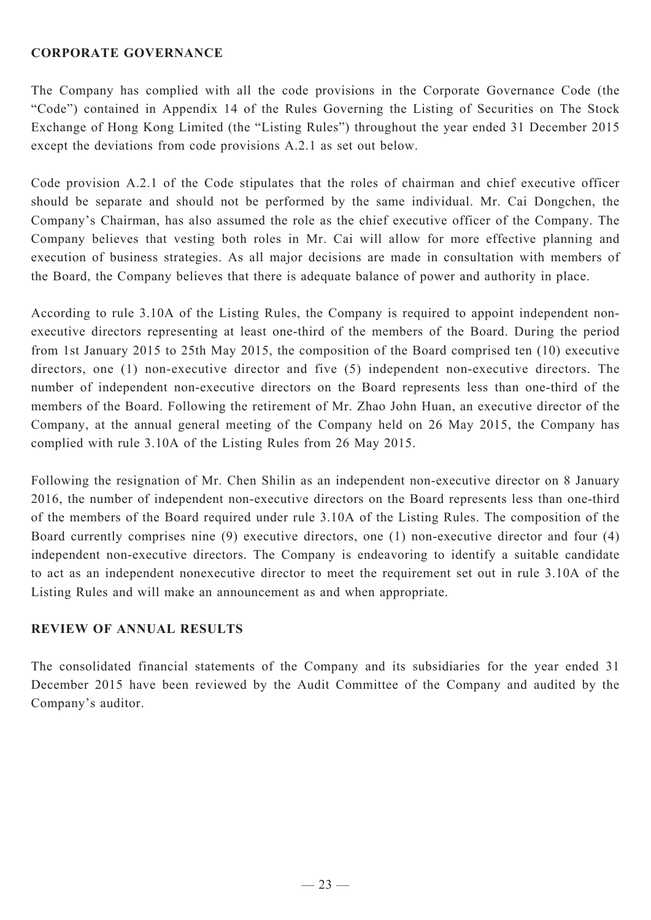## CORPORATE GOVERNANCE

The Company has complied with all the code provisions in the Corporate Governance Code (the "Code") contained in Appendix 14 of the Rules Governing the Listing of Securities on The Stock Exchange of Hong Kong Limited (the "Listing Rules") throughout the year ended 31 December 2015 except the deviations from code provisions A.2.1 as set out below.

Code provision A.2.1 of the Code stipulates that the roles of chairman and chief executive officer should be separate and should not be performed by the same individual. Mr. Cai Dongchen, the Company's Chairman, has also assumed the role as the chief executive officer of the Company. The Company believes that vesting both roles in Mr. Cai will allow for more effective planning and execution of business strategies. As all major decisions are made in consultation with members of the Board, the Company believes that there is adequate balance of power and authority in place.

According to rule 3.10A of the Listing Rules, the Company is required to appoint independent non-executive directors representing at least one-third of the members of the Board. During the period from 1st January 2015 to 25th May 2015, the composition of the Board comprised ten (10) executive directors, one (1) non-executive director and five (5) independent non-executive directors. The number of independent non-executive directors on the Board represents less than one-third of the members of the Board. Following the retirement of Mr. Zhao John Huan, an executive director of the Company, at the annual general meeting of the Company held on 26 May 2015, the Company has complied with rule 3.10A of the Listing Rules from 26 May 2015.

Following the resignation of Mr. Chen Shilin as an independent non-executive director on 8 January 2016, the number of independent non-executive directors on the Board represents less than one-third of the members of the Board required under rule 3.10A of the Listing Rules. The composition of the Board currently comprises nine (9) executive directors, one (1) non-executive director and four (4) independent non-executive directors. The Company is endeavoring to identify a suitable candidate to act as an independent nonexecutive director to meet the requirement set out in rule 3.10A of the Listing Rules and will make an announcement as and when appropriate.

## REVIEW OF ANNUAL RESULTS

The consolidated financial statements of the Company and its subsidiaries for the year ended 31 December 2015 have been reviewed by the Audit Committee of the Company and audited by the Company's auditor.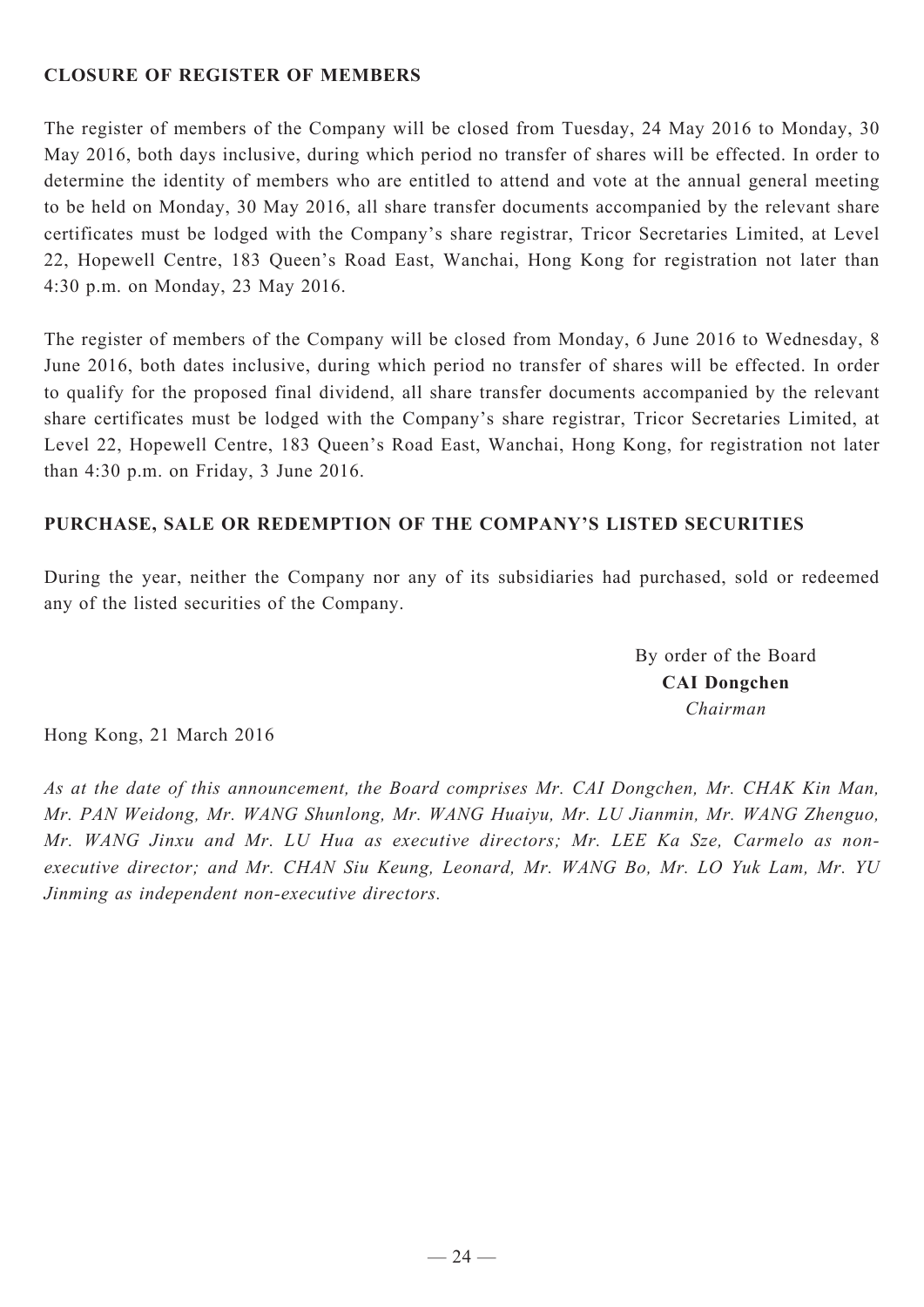## CLOSURE OF REGISTER OF MEMBERS

The register of members of the Company will be closed from Tuesday, 24 May 2016 to Monday, 30 May 2016, both days inclusive, during which period no transfer of shares will be effected. In order to determine the identity of members who are entitled to attend and vote at the annual general meeting to be held on Monday, 30 May 2016, all share transfer documents accompanied by the relevant share certificates must be lodged with the Company's share registrar, Tricor Secretaries Limited, at Level 22, Hopewell Centre, 183 Queen's Road East, Wanchai, Hong Kong for registration not later than 4:30 p.m. on Monday, 23 May 2016.

The register of members of the Company will be closed from Monday, 6 June 2016 to Wednesday, 8 June 2016, both dates inclusive, during which period no transfer of shares will be effected. In order to qualify for the proposed final dividend, all share transfer documents accompanied by the relevant share certificates must be lodged with the Company's share registrar, Tricor Secretaries Limited, at Level 22, Hopewell Centre, 183 Queen's Road East, Wanchai, Hong Kong, for registration not later than 4:30 p.m. on Friday, 3 June 2016.

## PURCHASE, SALE OR REDEMPTION OF THE COMPANY'S LISTED SECURITIES

During the year, neither the Company nor any of its subsidiaries had purchased, sold or redeemed any of the listed securities of the Company.

By order of the Board
**CAI Dongchen**
*Chairman*

Hong Kong, 21 March 2016

*As at the date of this announcement, the Board comprises Mr. CAI Dongchen, Mr. CHAK Kin Man, Mr. PAN Weidong, Mr. WANG Shunlong, Mr. WANG Huaiyu, Mr. LU Jianmin, Mr. WANG Zhenguo, Mr. WANG Jinxu and Mr. LU Hua as executive directors; Mr. LEE Ka Sze, Carmelo as non-executive director; and Mr. CHAN Siu Keung, Leonard, Mr. WANG Bo, Mr. LO Yuk Lam, Mr. YU Jinming as independent non-executive directors.*